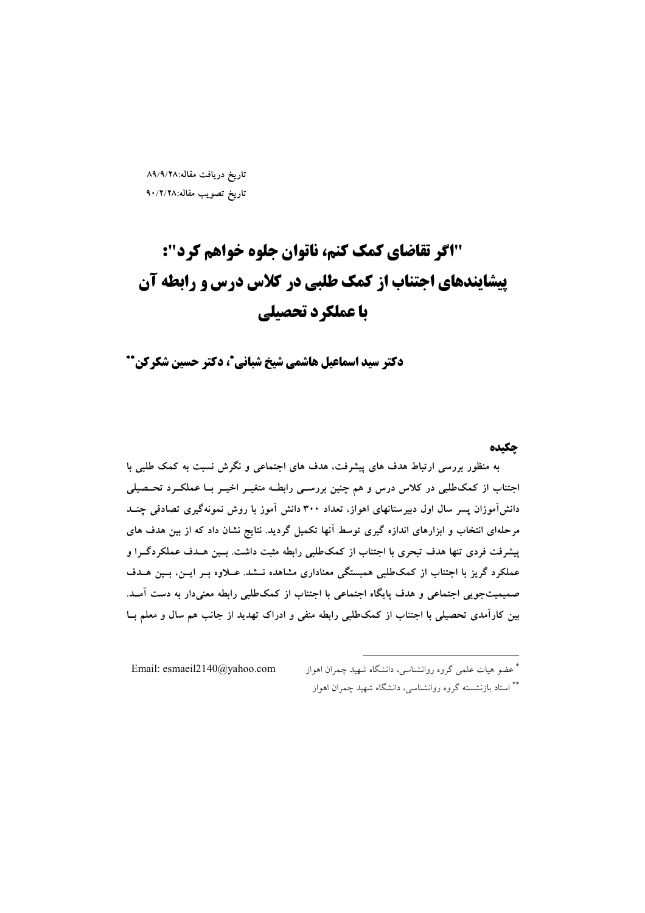تاریخ دریافت مقاله:۸۹/۹/۲۸

تاریخ تصویب مقاله:۹۰/۲/۲۸

# "اگر تقاضای کمک کنم، ناتوان جلوه خواهم کرد": پیشایندهای اجتناب از کمک طلبی در کلاس درس و رابطه آن با عملکرد تحصیلی

**دکتر سید اسماعیل هاشمی شیخ شبانی[*]، دکتر حسین شکرکن[**]**

## چکیده

به منظور بررسی ارتباط هدف های پیشرفت، هدف های اجتماعی و نگرش نسبت به کمک طلبی با اجتناب از کمک‌طلبی در کلاس درس و هم چنین بررسی رابطه متغیر اخیر با عملکرد تحصیلی دانش‌آموزان پسر سال اول دبیرستانهای اهواز، تعداد ۳۰۰ دانش آموز با روش نمونه‌گیری تصادفی چند مرحله‌ای انتخاب و ابزارهای اندازه گیری توسط آنها تکمیل گردید. نتایج نشان داد که از بین هدف های پیشرفت فردی تنها هدف تبحری با اجتناب از کمک‌طلبی رابطه مثبت داشت. بین هدف عملکردگرا و عملکرد گریز با اجتناب از کمک‌طلبی همبستگی معناداری مشاهده نشد. علاوه بر این، بین هدف صمیمیت‌جویی اجتماعی و هدف پایگاه اجتماعی با اجتناب از کمک‌طلبی رابطه معنی‌دار به دست آمد. بین کارآمدی تحصیلی با اجتناب از کمک‌طلبی رابطه منفی و ادراک تهدید از جانب هم سال و معلم با

---

[*] عضو هیات علمی گروه روانشناسی، دانشگاه شهید چمران اهواز    Email: esmaeil2140@yahoo.com

[**] استاد بازنشسته گروه روانشناسی، دانشگاه شهید چمران اهواز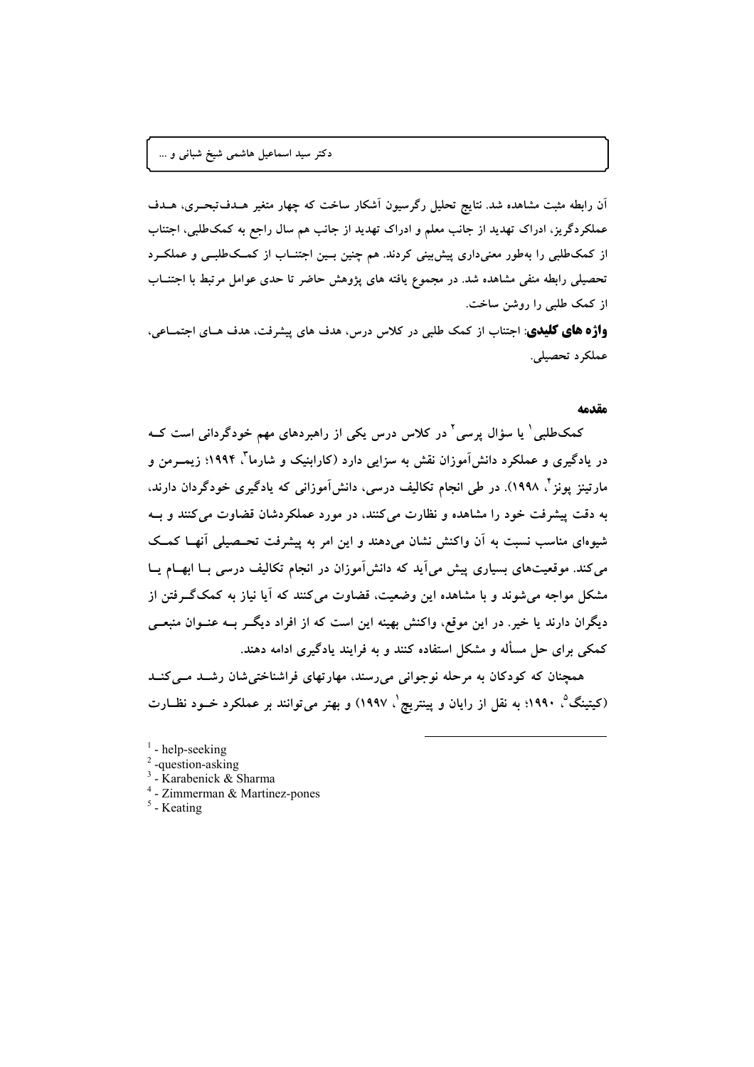آن رابطه مثبت مشاهده شد. نتایج تحلیل رگرسیون آشکار ساخت که چهار متغیر هدف‌تبحری، هدف عملکردگریز، ادراک تهدید از جانب معلم و ادراک تهدید از جانب هم سال راجع به کمک‌طلبی، اجتناب از کمک‌طلبی را به‌طور معنی‌داری پیش‌بینی کردند. هم چنین بین اجتناب از کمک‌طلبی و عملکرد تحصیلی رابطه منفی مشاهده شد. در مجموع یافته های پژوهش حاضر تا حدی عوامل مرتبط با اجتناب از کمک طلبی را روشن ساخت.

**واژه های کلیدی**: اجتناب از کمک طلبی در کلاس درس، هدف های پیشرفت، هدف های اجتماعی، عملکرد تحصیلی.

## مقدمه

کمک‌طلبی[1] یا سؤال پرسی[2] در کلاس درس یکی از راهبردهای مهم خودگردانی است که در یادگیری و عملکرد دانش‌آموزان نقش به سزایی دارد (کارابنیک و شارما[3]، ۱۹۹۴؛ زیمرمن و مارتینز پونز[4]، ۱۹۹۸). در طی انجام تکالیف درسی، دانش‌آموزانی که یادگیری خودگردان دارند، به دقت پیشرفت خود را مشاهده و نظارت می‌کنند، در مورد عملکردشان قضاوت می‌کنند و به شیوه‌ای مناسب نسبت به آن واکنش نشان می‌دهند و این امر به پیشرفت تحصیلی آنها کمک می‌کند. موقعیت‌های بسیاری پیش می‌آید که دانش‌آموزان در انجام تکالیف درسی با ابهام یا مشکل مواجه می‌شوند و با مشاهده این وضعیت، قضاوت می‌کنند که آیا نیاز به کمک‌گرفتن از دیگران دارند یا خیر. در این موقع، واکنش بهینه این است که از افراد دیگر به عنوان منبعی کمکی برای حل مسأله و مشکل استفاده کنند و به فرایند یادگیری ادامه دهند.

همچنان که کودکان به مرحله نوجوانی می‌رسند، مهارتهای فراشناختی‌شان رشد می‌کند (کیتینگ[5]، ۱۹۹۰؛ به نقل از رایان و پینتریچ[1]، ۱۹۹۷) و بهتر می‌توانند بر عملکرد خود نظارت

---

[1] - help-seeking
[2] -question-asking
[3] - Karabenick & Sharma
[4] - Zimmerman & Martinez-pones
[5] - Keating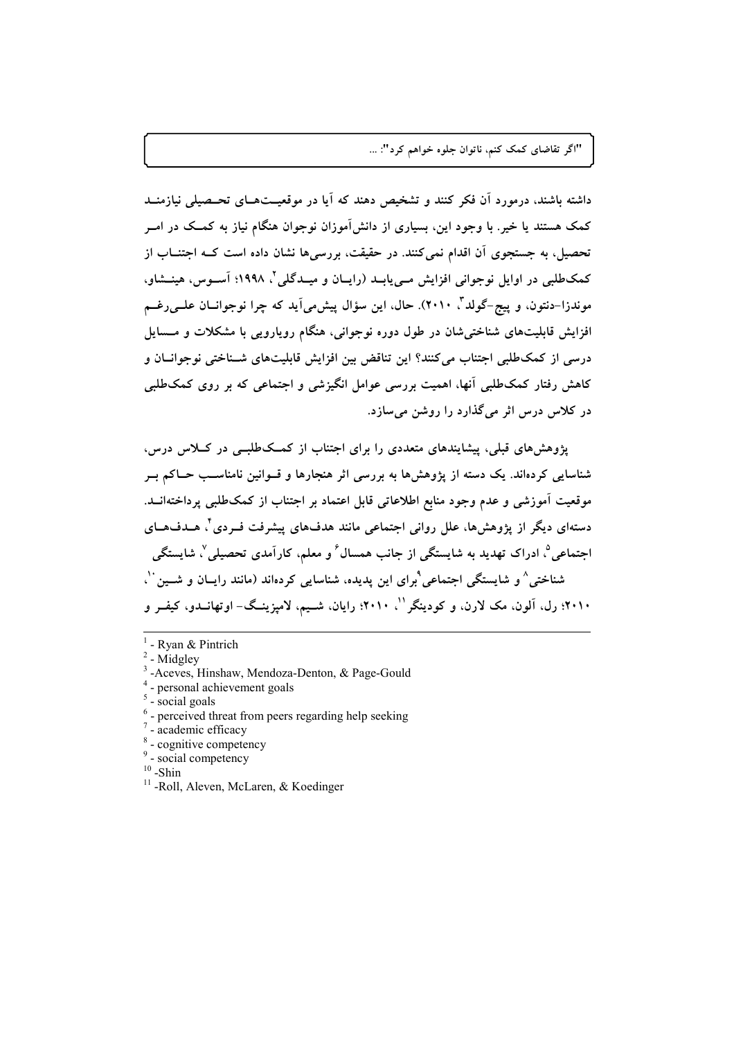داشته باشند، درمورد آن فکر کنند و تشخیص دهند که آیا در موقعیت‌های تحصیلی نیازمند کمک هستند یا خیر. با وجود این، بسیاری از دانش‌آموزان نوجوان هنگام نیاز به کمک در امر تحصیل، به جستجوی آن اقدام نمی‌کنند. در حقیقت، بررسی‌ها نشان داده است که اجتناب از کمک‌طلبی در اوایل نوجوانی افزایش می‌یابد (رایان و میدگلی[2]، ۱۹۹۸؛ آسوس، هینشاو، موندزا-دنتون، و پیج-گولد[3]، ۲۰۱۰). حال، این سؤال پیش‌می‌آید که چرا نوجوانان علی‌رغم افزایش قابلیت‌های شناختی‌شان در طول دوره نوجوانی، هنگام رویارویی با مشکلات و مسایل درسی از کمک‌طلبی اجتناب می‌کنند؟ این تناقض بین افزایش قابلیت‌های شناختی نوجوانان و کاهش رفتار کمک‌طلبی آنها، اهمیت بررسی عوامل انگیزشی و اجتماعی که بر روی کمک‌طلبی در کلاس درس اثر می‌گذارد را روشن می‌سازد.

پژوهش‌های قبلی، پیشایندهای متعددی را برای اجتناب از کمک‌طلبی در کلاس درس، شناسایی کرده‌اند. یک دسته از پژوهش‌ها به بررسی اثر هنجارها و قوانین نامناسب حاکم بر موقعیت آموزشی و عدم وجود منابع اطلاعاتی قابل اعتماد بر اجتناب از کمک‌طلبی پرداخته‌اند. دسته‌ای دیگر از پژوهش‌ها، علل روانی اجتماعی مانند هدف‌های پیشرفت فردی[4]، هدف‌های اجتماعی[5]، ادراک تهدید به شایستگی از جانب همسال[6] و معلم، کارآمدی تحصیلی[7]، شایستگی شناختی[8] و شایستگی اجتماعی[9] برای این پدیده، شناسایی کرده‌اند (مانند رایان و شین[10]، ۲۰۱۰؛ رل، آلون، مک لارن، و کودینگر[11]، ۲۰۱۰؛ رایان، شیم، لامپزینگ- اوتهاندو، کیفر و

---

[1] - Ryan & Pintrich
[2] - Midgley
[3] -Aceves, Hinshaw, Mendoza-Denton, & Page-Gould
[4] - personal achievement goals
[5] - social goals
[6] - perceived threat from peers regarding help seeking
[7] - academic efficacy
[8] - cognitive competency
[9] - social competency
[10] -Shin
[11] -Roll, Aleven, McLaren, & Koedinger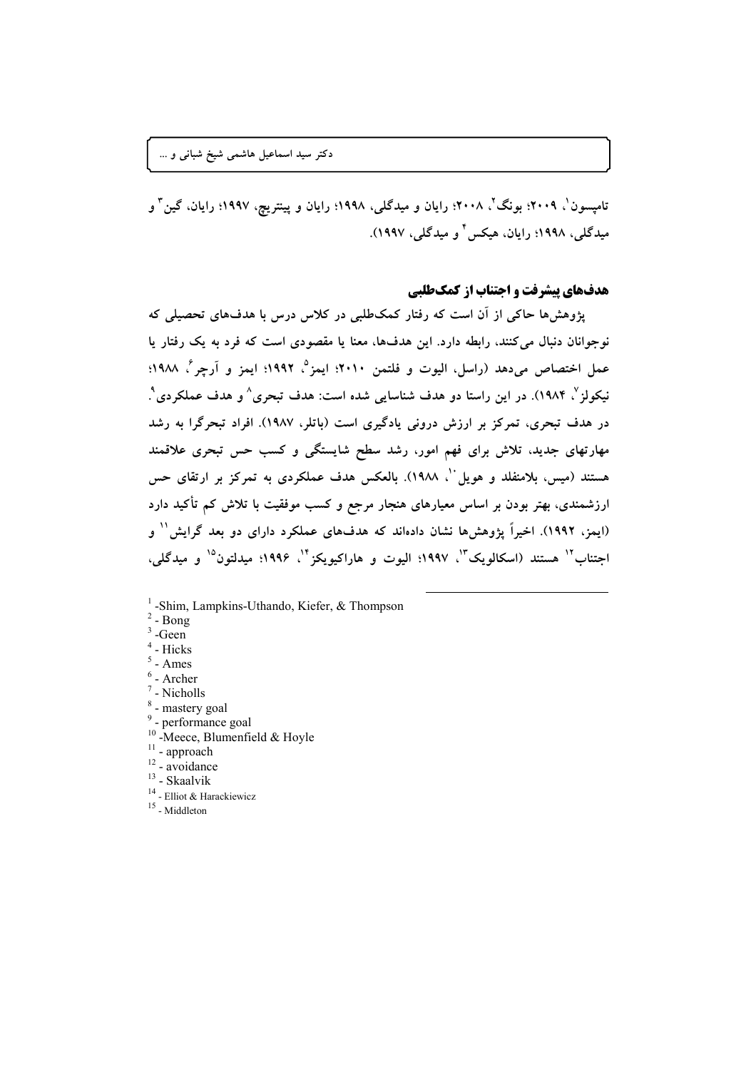تامپسون[1]، ۲۰۰۹؛ بونگ[2]، ۲۰۰۸؛ رایان و میدگلی، ۱۹۹۸؛ رایان و پینتریچ، ۱۹۹۷؛ رایان، گین[3] و میدگلی، ۱۹۹۸؛ رایان، هیکس[4] و میدگلی، ۱۹۹۷).

## هدف‌های پیشرفت و اجتناب از کمک‌طلبی

پژوهش‌ها حاکی از آن است که رفتار کمک‌طلبی در کلاس درس با هدف‌های تحصیلی که نوجوانان دنبال می‌کنند، رابطه دارد. این هدف‌ها، معنا یا مقصودی است که فرد به یک رفتار یا عمل اختصاص می‌دهد (راسل، الیوت و فلتمن ۲۰۱۰؛ ایمز[5]، ۱۹۹۲؛ ایمز و آرچر[6]، ۱۹۸۸؛ نیکولز[7]، ۱۹۸۴). در این راستا دو هدف شناسایی شده است: هدف تبحری[8] و هدف عملکردی[9]. در هدف تبحری، تمرکز بر ارزش درونی یادگیری است (باتلر، ۱۹۸۷). افراد تبحرگرا به رشد مهارتهای جدید، تلاش برای فهم امور، رشد سطح شایستگی و کسب حس تبحری علاقمند هستند (میس، بلامنفلد و هویل[10]، ۱۹۸۸). بالعکس هدف عملکردی به تمرکز بر ارتقای حس ارزشمندی، بهتر بودن بر اساس معیارهای هنجار مرجع و کسب موفقیت با تلاش کم تأکید دارد (ایمز، ۱۹۹۲). اخیراً پژوهش‌ها نشان داده‌اند که هدف‌های عملکرد دارای دو بعد گرایش[11] و اجتناب[12] هستند (اسکالویک[13]، ۱۹۹۷؛ الیوت و هاراکیویکز[14]، ۱۹۹۶؛ میدلتون[15] و میدگلی،

---

[1] -Shim, Lampkins-Uthando, Kiefer, & Thompson
[2] - Bong
[3] -Geen
[4] - Hicks
[5] - Ames
[6] - Archer
[7] - Nicholls
[8] - mastery goal
[9] - performance goal
[10] -Meece, Blumenfield & Hoyle
[11] - approach
[12] - avoidance
[13] - Skaalvik
[14] - Elliot & Harackiewicz
[15] - Middleton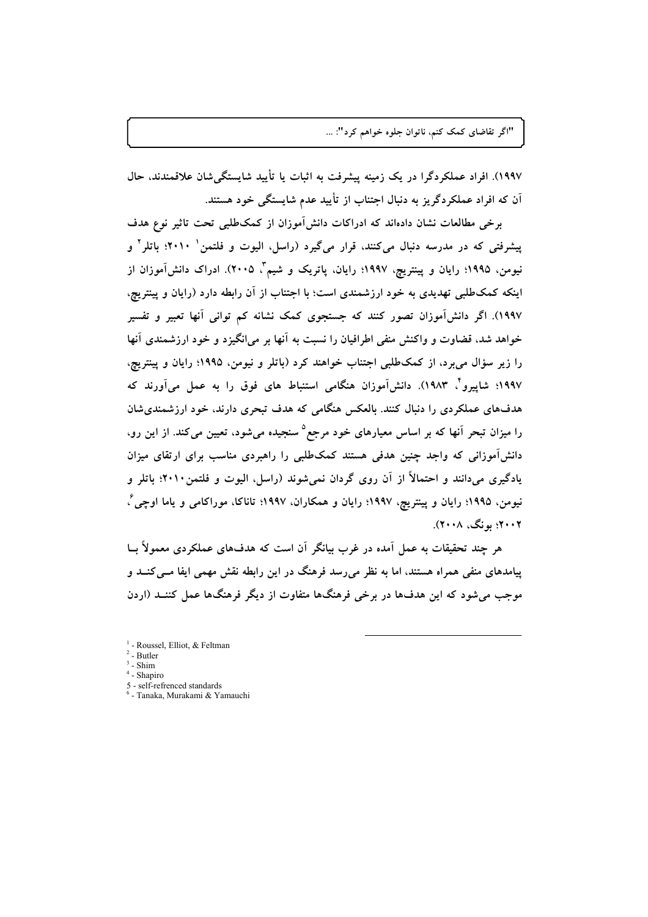۱۹۹۷). افراد عملکردگرا در یک زمینه پیشرفت به اثبات یا تأیید شایستگی‌شان علاقمندند، حال آن که افراد عملکردگریز به دنبال اجتناب از تأیید عدم شایستگی خود هستند.

برخی مطالعات نشان داده‌اند که ادراکات دانش‌آموزان از کمک‌طلبی تحت تاثیر نوع هدف پیشرفتی که در مدرسه دنبال می‌کنند، قرار می‌گیرد (راسل، الیوت و فلتمن[1] ۲۰۱۰؛ باتلر[2] و نیومن، ۱۹۹۵؛ رایان و پینتریچ، ۱۹۹۷؛ رایان، پاتریک و شیم[3]، ۲۰۰۵). ادراک دانش‌آموزان از اینکه کمک‌طلبی تهدیدی به خود ارزشمندی است؛ با اجتناب از آن رابطه دارد (رایان و پینتریچ، ۱۹۹۷). اگر دانش‌آموزان تصور کنند که جستجوی کمک نشانه کم توانی آنها تعبیر و تفسیر خواهد شد، قضاوت و واکنش منفی اطرافیان را نسبت به آنها بر می‌انگیزد و خود ارزشمندی آنها را زیر سؤال می‌برد، از کمک‌طلبی اجتناب خواهند کرد (باتلر و نیومن، ۱۹۹۵؛ رایان و پینتریچ، ۱۹۹۷؛ شاپیرو[4]، ۱۹۸۳). دانش‌آموزان هنگامی استنباط های فوق را به عمل می‌آورند که هدف‌های عملکردی را دنبال کنند. بالعکس هنگامی که هدف تبحری دارند، خود ارزشمندی‌شان را میزان تبحر آنها که بر اساس معیارهای خود مرجع[5] سنجیده می‌شود، تعیین می‌کند. از این رو، دانش‌آموزانی که واجد چنین هدفی هستند کمک‌طلبی را راهبردی مناسب برای ارتقای میزان یادگیری می‌دانند و احتمالاً از آن روی گردان نمی‌شوند (راسل، الیوت و فلتمن۲۰۱۰؛ باتلر و نیومن، ۱۹۹۵؛ رایان و پینتریچ، ۱۹۹۷؛ رایان و همکاران، ۱۹۹۷؛ تاناکا، موراکامی و یاما اوچی[6]، ۲۰۰۲؛ بونگ، ۲۰۰۸).

هر چند تحقیقات به عمل آمده در غرب بیانگر آن است که هدف‌های عملکردی معمولاً بـا پیامدهای منفی همراه هستند، اما به نظر می‌رسد فرهنگ در این رابطه نقش مهمی ایفا مـی‌کنـد و موجب می‌شود که این هدف‌ها در برخی فرهنگ‌ها متفاوت از دیگر فرهنگ‌ها عمل کننـد (اردن

---

[1] - Roussel, Elliot, & Feltman
[2] - Butler
[3] - Shim
[4] - Shapiro
[5] - self-refrenced standards
[6] - Tanaka, Murakami & Yamauchi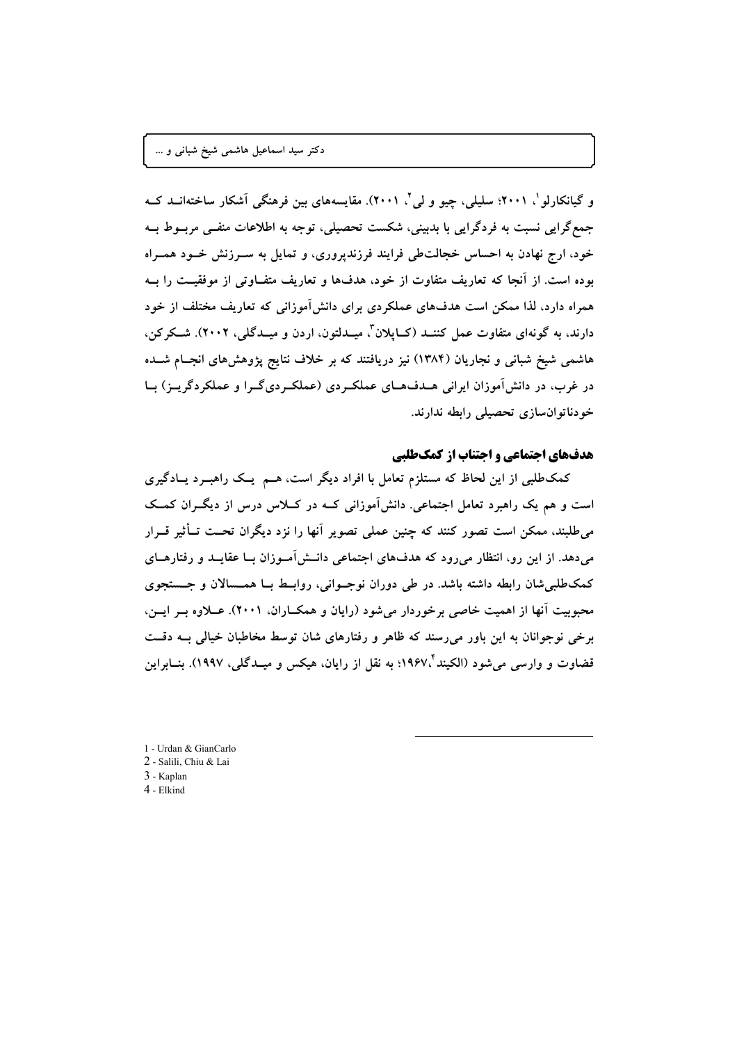و گیانکارلو[1]، ۲۰۰۱؛ سلیلی، چیو و لی[2]، ۲۰۰۱). مقایسه‌های بین فرهنگی آشکار ساخته‌اند که جمع‌گرایی نسبت به فردگرایی با بدبینی، شکست تحصیلی، توجه به اطلاعات منفی مربوط به خود، ارج نهادن به احساس خجالت‌طی فرایند فرزندپروری، و تمایل به سرزنش خود همراه بوده است. از آنجا که تعاریف متفاوت از خود، هدف‌ها و تعاریف متفاوتی از موفقیت را به همراه دارد، لذا ممکن است هدف‌های عملکردی برای دانش‌آموزانی که تعاریف مختلف از خود دارند، به گونه‌ای متفاوت عمل کنند (کاپلان[3]، میدلتون، اردن و میدگلی، ۲۰۰۲). شکرکن، هاشمی شیخ شبانی و نجاریان (۱۳۸۴) نیز دریافتند که بر خلاف نتایج پژوهش‌های انجام شده در غرب، در دانش‌آموزان ایرانی هدف‌های عملکردی (عملکردی‌گرا و عملکردگریز) با خودناتوان‌سازی تحصیلی رابطه ندارند.

### هدف‌های اجتماعی و اجتناب از کمک‌طلبی

کمک‌طلبی از این لحاظ که مستلزم تعامل با افراد دیگر است، هم یک راهبرد یادگیری است و هم یک راهبرد تعامل اجتماعی. دانش‌آموزانی که در کلاس درس از دیگران کمک می‌طلبند، ممکن است تصور کنند که چنین عملی تصویر آنها را نزد دیگران تحت تأثیر قرار می‌دهد. از این رو، انتظار می‌رود که هدف‌های اجتماعی دانش‌آموزان با عقاید و رفتارهای کمک‌طلبی‌شان رابطه داشته باشد. در طی دوران نوجوانی، روابط با همسالان و جستجوی محبوبیت آنها از اهمیت خاصی برخوردار می‌شود (رایان و همکاران، ۲۰۰۱). علاوه بر این، برخی نوجوانان به این باور می‌رسند که ظاهر و رفتارهای شان توسط مخاطبان خیالی به دقت قضاوت و وارسی می‌شود (الکیند[4]،۱۹۶۷؛ به نقل از رایان، هیکس و میدگلی، ۱۹۹۷). بنابراین

---

1 - Urdan & GianCarlo
2 - Salili, Chiu & Lai
3 - Kaplan
4 - Elkind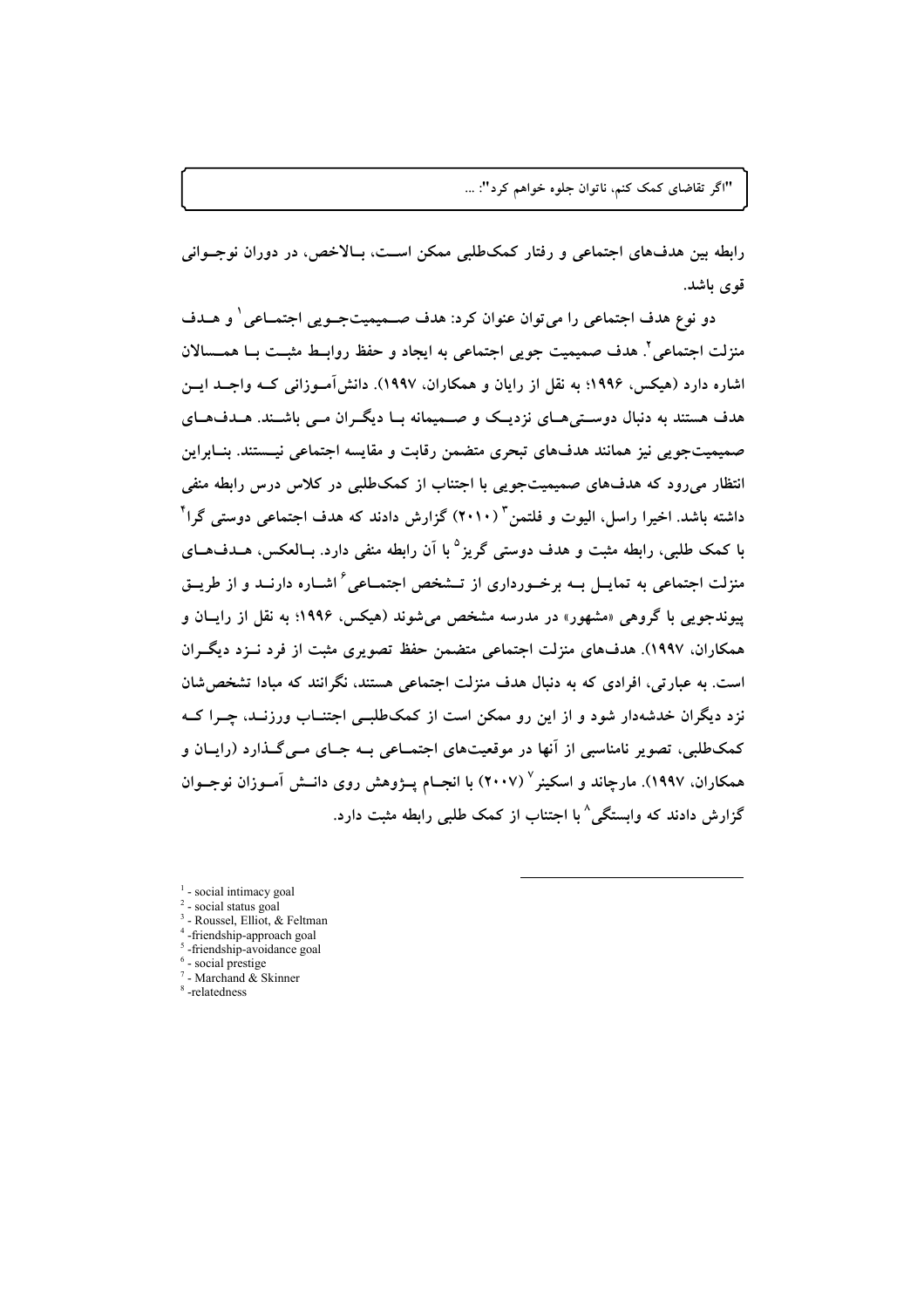رابطه بین هدف‌های اجتماعی و رفتار کمک‌طلبی ممکن است، بالاخص، در دوران نوجوانی قوی باشد.

دو نوع هدف اجتماعی را می‌توان عنوان کرد: هدف صمیمیت‌جویی اجتماعی[1] و هدف منزلت اجتماعی[2]. هدف صمیمیت جویی اجتماعی به ایجاد و حفظ روابط مثبت با همسالان اشاره دارد (هیکس، ۱۹۹۶؛ به نقل از رایان و همکاران، ۱۹۹۷). دانش‌آموزانی که واجد این هدف هستند به دنبال دوستی‌های نزدیک و صمیمانه با دیگران می باشند. هدف‌های صمیمیت‌جویی نیز همانند هدف‌های تبحری متضمن رقابت و مقایسه اجتماعی نیستند. بنابراین انتظار می‌رود که هدف‌های صمیمیت‌جویی با اجتناب از کمک‌طلبی در کلاس درس رابطه منفی داشته باشد. اخیرا راسل، الیوت و فلتمن[3] (۲۰۱۰) گزارش دادند که هدف اجتماعی دوستی گرا[4] با کمک طلبی، رابطه مثبت و هدف دوستی گریز[5] با آن رابطه منفی دارد. بالعکس، هدف‌های منزلت اجتماعی به تمایل به برخورداری از تشخص اجتماعی[6] اشاره دارند و از طریق پیوندجویی با گروهی «مشهور» در مدرسه مشخص می‌شوند (هیکس، ۱۹۹۶؛ به نقل از رایان و همکاران، ۱۹۹۷). هدف‌های منزلت اجتماعی متضمن حفظ تصویری مثبت از فرد نزد دیگران است. به عبارتی، افرادی که به دنبال هدف منزلت اجتماعی هستند، نگرانند که مبادا تشخص‌شان نزد دیگران خدشه‌دار شود و از این رو ممکن است از کمک‌طلبی اجتناب ورزند، چرا که کمک‌طلبی، تصویر نامناسبی از آنها در موقعیت‌های اجتماعی به جای می‌گذارد (رایان و همکاران، ۱۹۹۷). مارچاند و اسکینر[7] (۲۰۰۷) با انجام پژوهش روی دانش آموزان نوجوان گزارش دادند که وابستگی[8] با اجتناب از کمک طلبی رابطه مثبت دارد.

---

[1] - social intimacy goal
[2] - social status goal
[3] - Roussel, Elliot, & Feltman
[4] -friendship-approach goal
[5] -friendship-avoidance goal
[6] - social prestige
[7] - Marchand & Skinner
[8] -relatedness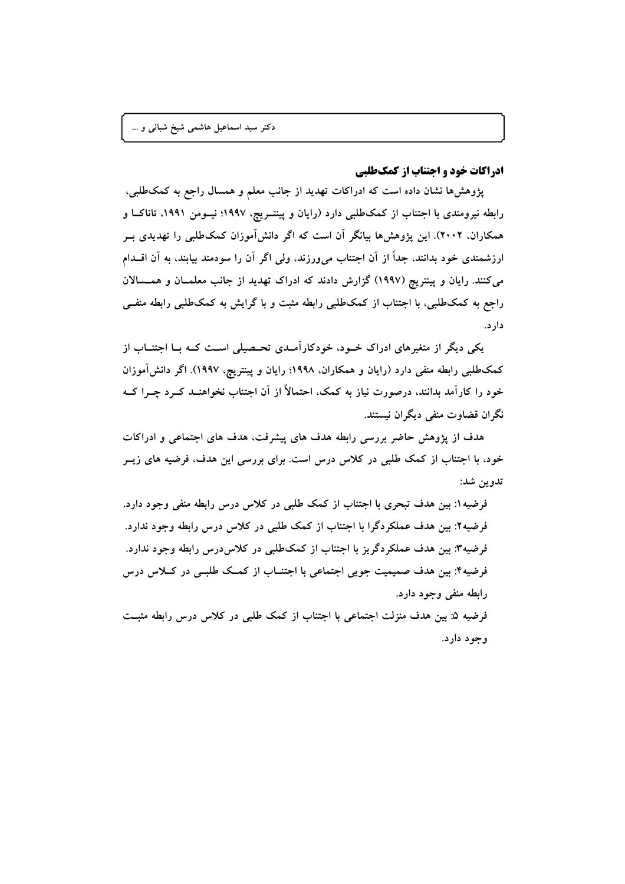## ادراکات خود و اجتناب از کمک‌طلبی

پژوهش‌ها نشان داده است که ادراکات تهدید از جانب معلم و همسال راجع به کمک‌طلبی، رابطه نیرومندی با اجتناب از کمک‌طلبی دارد (رایان و پینتریچ، ۱۹۹۷؛ نیومن ۱۹۹۱، تاناکا و همکاران، ۲۰۰۲). این پژوهش‌ها بیانگر آن است که اگر دانش‌آموزان کمک‌طلبی را تهدیدی بر ارزشمندی خود بدانند، جداً از آن اجتناب می‌ورزند، ولی اگر آن را سودمند بیابند، به آن اقدام می‌کنند. رایان و پینتریچ (۱۹۹۷) گزارش دادند که ادراک تهدید از جانب معلمان و همسالان راجع به کمک‌طلبی، با اجتناب از کمک‌طلبی رابطه مثبت و با گرایش به کمک‌طلبی رابطه منفی دارد.

یکی دیگر از متغیرهای ادراک خود، خودکارآمدی تحصیلی است که با اجتناب از کمک‌طلبی رابطه منفی دارد (رایان و همکاران، ۱۹۹۸؛ رایان و پینتریچ، ۱۹۹۷). اگر دانش‌آموزان خود را کارآمد بدانند، درصورت نیاز به کمک، احتمالاً از آن اجتناب نخواهند کرد چرا که نگران قضاوت منفی دیگران نیستند.

هدف از پژوهش حاضر بررسی رابطه هدف های پیشرفت، هدف های اجتماعی و ادراکات خود، با اجتناب از کمک طلبی در کلاس درس است. برای بررسی این هدف، فرضیه های زیر تدوین شد:

فرضیه۱: بین هدف تبحری با اجتناب از کمک طلبی در کلاس درس رابطه منفی وجود دارد.

فرضیه۲: بین هدف عملکردگرا با اجتناب از کمک طلبی در کلاس درس رابطه وجود ندارد.

فرضیه۳: بین هدف عملکردگریز با اجتناب از کمک‌طلبی در کلاس‌درس رابطه وجود ندارد.

فرضیه۴: بین هدف صمیمیت جویی اجتماعی با اجتناب از کمک طلبی در کلاس درس رابطه منفی وجود دارد.

فرضیه ۵: بین هدف منزلت اجتماعی با اجتناب از کمک طلبی در کلاس درس رابطه مثبت وجود دارد.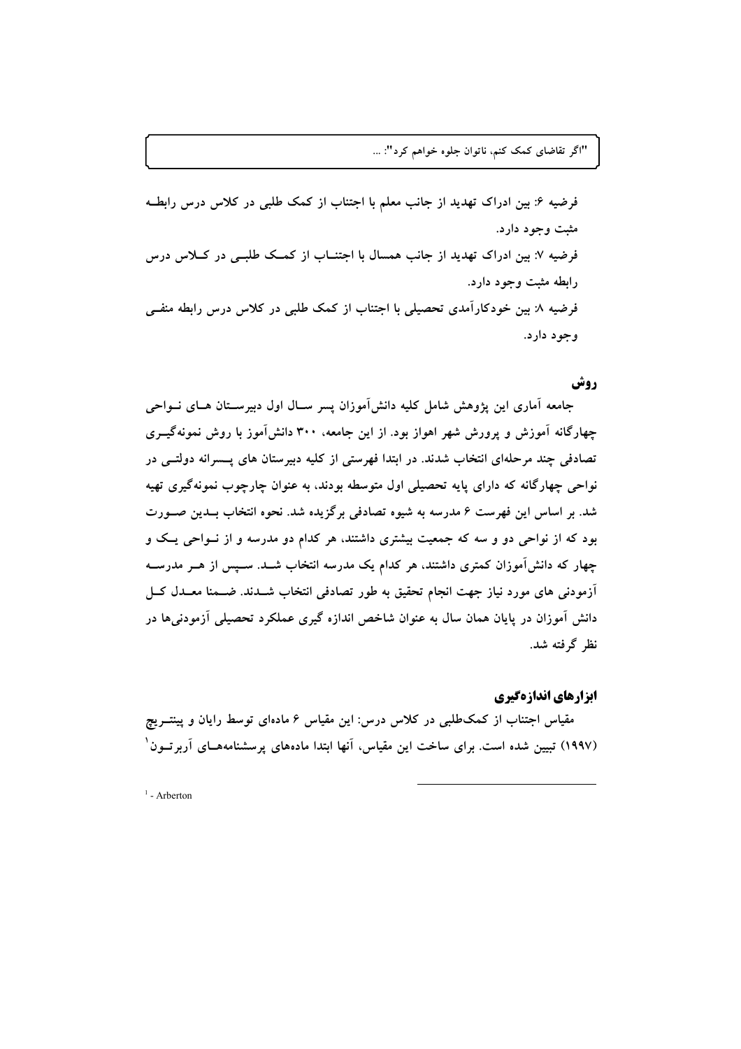فرضیه ۶: بین ادراک تهدید از جانب معلم با اجتناب از کمک طلبی در کلاس درس رابطه مثبت وجود دارد.

فرضیه ۷: بین ادراک تهدید از جانب همسال با اجتناب از کمک طلبی در کلاس درس رابطه مثبت وجود دارد.

فرضیه ۸: بین خودکارآمدی تحصیلی با اجتناب از کمک طلبی در کلاس درس رابطه منفی وجود دارد.

## روش

جامعه آماری این پژوهش شامل کلیه دانش‌آموزان پسر سال اول دبیرستان های نواحی چهارگانه آموزش و پرورش شهر اهواز بود. از این جامعه، ۳۰۰ دانش‌آموز با روش نمونه‌گیری تصادفی چند مرحله‌ای انتخاب شدند. در ابتدا فهرستی از کلیه دبیرستان های پسرانه دولتی در نواحی چهارگانه که دارای پایه تحصیلی اول متوسطه بودند، به عنوان چارچوب نمونه‌گیری تهیه شد. بر اساس این فهرست ۶ مدرسه به شیوه تصادفی برگزیده شد. نحوه انتخاب بدین صورت بود که از نواحی دو و سه که جمعیت بیشتری داشتند، هر کدام دو مدرسه و از نواحی یک و چهار که دانش‌آموزان کمتری داشتند، هر کدام یک مدرسه انتخاب شد. سپس از هر مدرسه آزمودنی های مورد نیاز جهت انجام تحقیق به طور تصادفی انتخاب شدند. ضمنا معدل کل دانش آموزان در پایان همان سال به عنوان شاخص اندازه گیری عملکرد تحصیلی آزمودنی‌ها در نظر گرفته شد.

### ابزارهای اندازه‌گیری

مقیاس اجتناب از کمک‌طلبی در کلاس درس: این مقیاس ۶ ماده‌ای توسط رایان و پینتریچ (۱۹۹۷) تبیین شده است. برای ساخت این مقیاس، آنها ابتدا ماده‌های پرسشنامه‌های آربرتون[1]

[1] - Arberton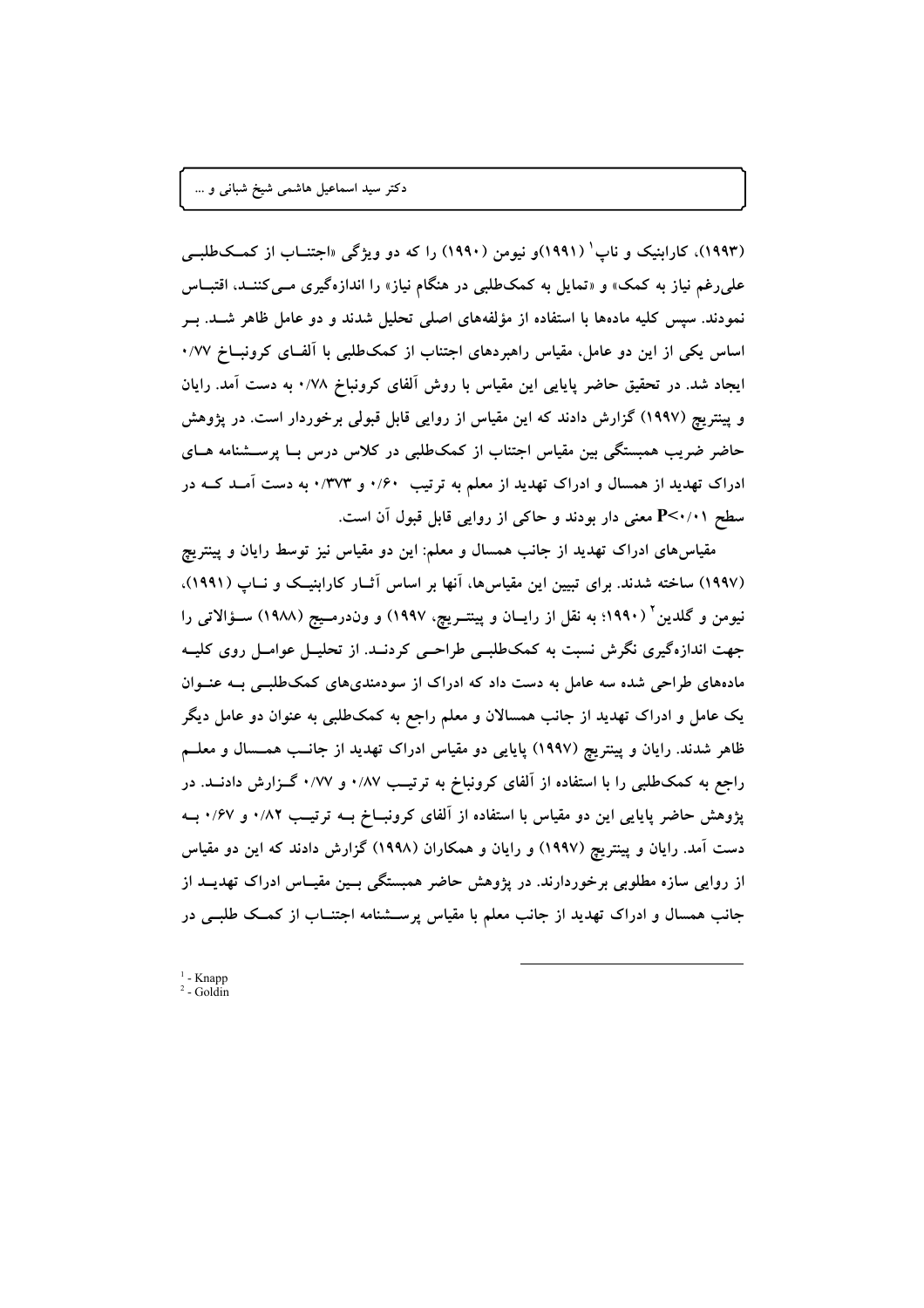(۱۹۹۳)، کارابنیک و ناپ[1] (۱۹۹۱)و نیومن (۱۹۹۰) را که دو ویژگی «اجتناب از کمک‌طلبی علی‌رغم نیاز به کمک» و «تمایل به کمک‌طلبی در هنگام نیاز» را اندازه‌گیری می‌کنند، اقتباس نمودند. سپس کلیه ماده‌ها با استفاده از مؤلفه‌های اصلی تحلیل شدند و دو عامل ظاهر شد. بر اساس یکی از این دو عامل، مقیاس راهبردهای اجتناب از کمک‌طلبی با آلفای کرونباخ ۰/۷۷ ایجاد شد. در تحقیق حاضر پایایی این مقیاس با روش آلفای کرونباخ ۰/۷۸ به دست آمد. رایان و پینتریچ (۱۹۹۷) گزارش دادند که این مقیاس از روایی قابل قبولی برخوردار است. در پژوهش حاضر ضریب همبستگی بین مقیاس اجتناب از کمک‌طلبی در کلاس درس با پرسشنامه های ادراک تهدید از همسال و ادراک تهدید از معلم به ترتیب ۰/۶۰ و ۰/۳۷۳ به دست آمد که در سطح $P<۰/۰۱$ معنی دار بودند و حاکی از روایی قابل قبول آن است.

مقیاس‌های ادراک تهدید از جانب همسال و معلم: این دو مقیاس نیز توسط رایان و پینتریچ (۱۹۹۷) ساخته شدند. برای تبیین این مقیاس‌ها، آنها بر اساس آثار کارابنیک و ناپ (۱۹۹۱)، نیومن و گلدین[2] (۱۹۹۰؛ به نقل از رایان و پینتریچ، ۱۹۹۷) و وندرمیج (۱۹۸۸) سؤالاتی را جهت اندازه‌گیری نگرش نسبت به کمک‌طلبی طراحی کردند. از تحلیل عوامل روی کلیه ماده‌های طراحی شده سه عامل به دست داد که ادراک از سودمندی‌های کمک‌طلبی به عنوان یک عامل و ادراک تهدید از جانب همسالان و معلم راجع به کمک‌طلبی به عنوان دو عامل دیگر ظاهر شدند. رایان و پینتریچ (۱۹۹۷) پایایی دو مقیاس ادراک تهدید از جانب همسال و معلم راجع به کمک‌طلبی را با استفاده از آلفای کرونباخ به ترتیب ۰/۸۷ و ۰/۷۷ گزارش دادند. در پژوهش حاضر پایایی این دو مقیاس با استفاده از آلفای کرونباخ به ترتیب ۰/۸۲ و ۰/۶۷ به دست آمد. رایان و پینتریچ (۱۹۹۷) و رایان و همکاران (۱۹۹۸) گزارش دادند که این دو مقیاس از روایی سازه مطلوبی برخوردارند. در پژوهش حاضر همبستگی بین مقیاس ادراک تهدید از جانب همسال و ادراک تهدید از جانب معلم با مقیاس پرسشنامه اجتناب از کمک طلبی در

---

[1] - Knapp
[2] - Goldin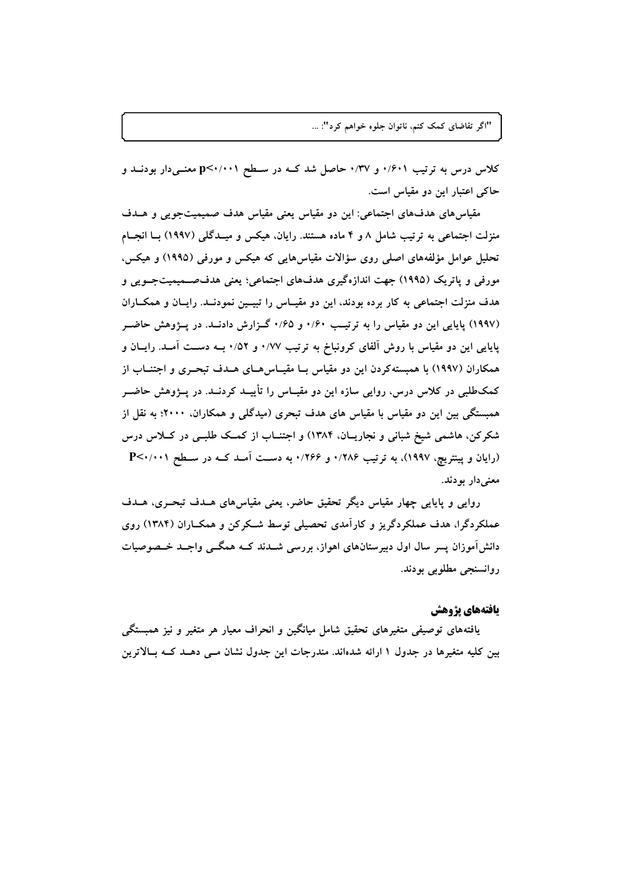کلاس درس به ترتیب ۰/۶۰۱ و ۰/۳۷ حاصل شد که در سطح $p<0.001$ معنی‌دار بودند و حاکی اعتبار این دو مقیاس است.

مقیاس‌های هدف‌های اجتماعی: این دو مقیاس یعنی مقیاس هدف صمیمیت‌جویی و هدف منزلت اجتماعی به ترتیب شامل ۸ و ۴ ماده هستند. رایان، هیکس و میدگلی (۱۹۹۷) با انجام تحلیل عوامل مؤلفه‌های اصلی روی سؤالات مقیاس‌هایی که هیکس و مورفی (۱۹۹۵) و هیکس، مورفی و پاتریک (۱۹۹۵) جهت اندازه‌گیری هدف‌های اجتماعی؛ یعنی هدف‌صمیمیت‌جویی و هدف منزلت اجتماعی به کار برده بودند، این دو مقیاس را تبیین نمودند. رایان و همکاران (۱۹۹۷) پایایی این دو مقیاس را به ترتیب ۰/۶۰ و ۰/۶۵ گزارش دادند. در پژوهش حاضر پایایی این دو مقیاس با روش آلفای کرونباخ به ترتیب ۰/۷۷ و ۰/۵۲ به دست آمد. رایان و همکاران (۱۹۹۷) با همبسته‌کردن این دو مقیاس با مقیاس‌های هدف تبحری و اجتناب از کمک‌طلبی در کلاس درس، روایی سازه این دو مقیاس را تأیید کردند. در پژوهش حاضر همبستگی بین این دو مقیاس با مقیاس های هدف تبحری (میدگلی و همکاران، ۲۰۰۰؛ به نقل از شکرکن، هاشمی شیخ شبانی و نجاریان، ۱۳۸۴) و اجتناب از کمک طلبی در کلاس درس (رایان و پینتریچ، ۱۹۹۷)، به ترتیب ۰/۲۸۶ و ۰/۲۶۶ به دست آمد که در سطح $P<0.001$ معنی‌دار بودند.

روایی و پایایی چهار مقیاس دیگر تحقیق حاضر، یعنی مقیاس‌های هدف تبحری، هدف عملکردگرا، هدف عملکردگریز و کارآمدی تحصیلی توسط شکرکن و همکاران (۱۳۸۴) روی دانش‌آموزان پسر سال اول دبیرستان‌های اهواز، بررسی شدند که همگی واجد خصوصیات روانسنجی مطلوبی بودند.

## یافته‌های پژوهش

یافته‌های توصیفی متغیرهای تحقیق شامل میانگین و انحراف معیار هر متغیر و نیز همبستگی بین کلیه متغیرها در جدول ۱ ارائه شده‌اند. مندرجات این جدول نشان می دهد که بالاترین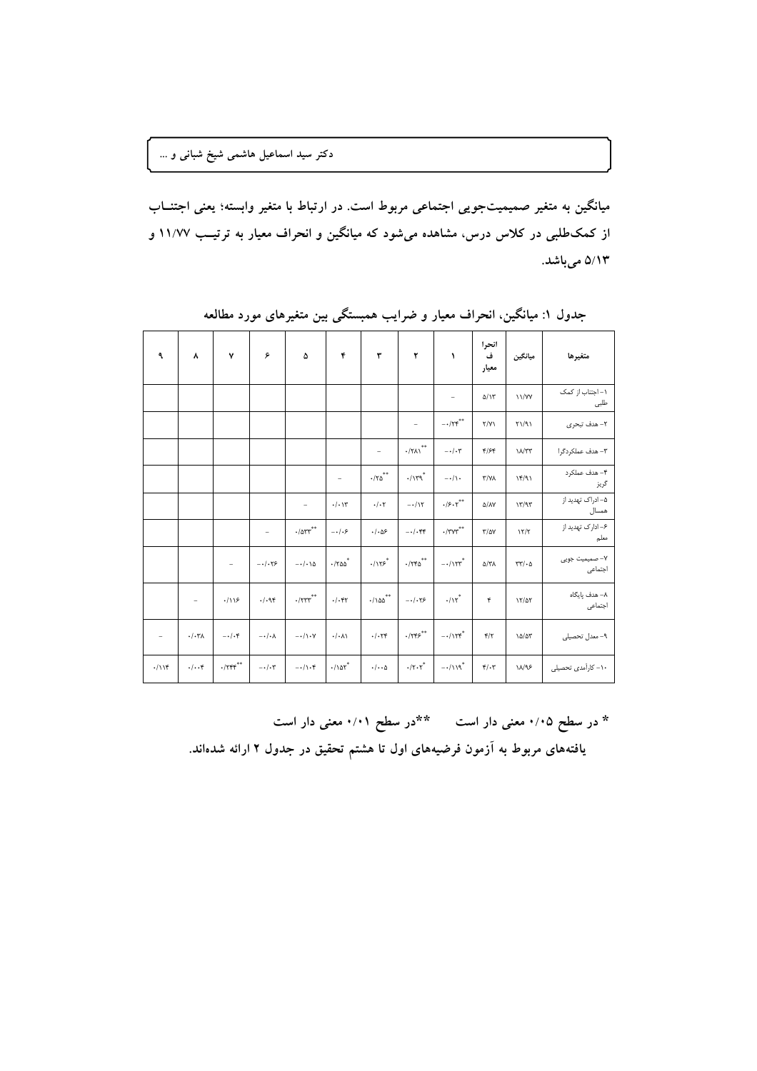میانگین به متغیر صمیمیت‌جویی اجتماعی مربوط است. در ارتباط با متغیر وابسته؛ یعنی اجتناب از کمک‌طلبی در کلاس درس، مشاهده می‌شود که میانگین و انحراف معیار به ترتیب ۱۱/۷۷ و ۵/۱۳ می‌باشد.

جدول ۱: میانگین، انحراف معیار و ضرایب همبستگی بین متغیرهای مورد مطالعه

| متغیرها | میانگین | انحراف معیار | ۱ | ۲ | ۳ | ۴ | ۵ | ۶ | ۷ | ۸ | ۹ |
|---|---|---|---|---|---|---|---|---|---|---|---|
| ۱- اجتناب از کمک طلبی | ۱۱/۷۷ | ۵/۱۳ | - | | | | | | | | |
| ۲- هدف تبحری | ۲۱/۹۱ | ۲/۷۱ | -۰/۲۴** | - | | | | | | | |
| ۳- هدف عملکردگرا | ۱۸/۳۳ | ۴/۶۴ | -۰/۰۳ | ۰/۲۸۱** | - | | | | | | |
| ۴- هدف عملکرد گریز | ۱۴/۹۱ | ۳/۷۸ | -۰/۱۰ | ۰/۱۳۹* | ۰/۲۵** | - | | | | | |
| ۵- ادراک تهدید از همسال | ۱۳/۹۳ | ۵/۸۷ | ۰/۶۰۲** | -۰/۱۲ | ۰/۰۲ | ۰/۰۱۳ | - | | | | |
| ۶- ادارک تهدید از معلم | ۱۲/۲ | ۳/۵۷ | ۰/۳۷۳** | -۰/۰۴۴ | ۰/۰۵۶ | -۰/۰۶ | ۰/۵۳۳** | - | | | |
| ۷- صمیمیت جویی اجتماعی | ۳۳/۰۵ | ۵/۳۸ | -۰/۱۲۳* | ۰/۲۴۵** | ۰/۱۲۶* | ۰/۲۵۵* | -۰/۰۱۵ | -۰/۰۲۶ | - | | |
| ۸- هدف پایگاه اجتماعی | ۱۲/۵۲ | ۴ | ۰/۱۲* | -۰/۰۲۶ | ۰/۱۵۵** | ۰/۰۴۲ | ۰/۲۳۳** | ۰/۰۹۴ | ۰/۱۱۶ | - | |
| ۹- معدل تحصیلی | ۱۵/۵۳ | ۴/۲ | -۰/۱۲۴* | ۰/۲۴۶** | ۰/۰۲۴ | ۰/۰۸۱ | -۰/۱۰۷ | -۰/۰۸ | -۰/۰۴ | ۰/۰۳۸ | - |
| ۱۰- کارآمدی تحصیلی | ۱۸/۹۶ | ۴/۰۳ | -۰/۱۱۹* | ۰/۲۰۳* | ۰/۰۰۵ | ۰/۱۵۲* | -۰/۱۰۴ | -۰/۰۳ | ۰/۲۴۴** | ۰/۰۰۴ | ۰/۱۱۴ |

* در سطح ۰/۰۵ معنی دار است &nbsp;&nbsp;&nbsp;&nbsp; **در سطح ۰/۰۱ معنی دار است

یافته‌های مربوط به آزمون فرضیه‌های اول تا هشتم تحقیق در جدول ۲ ارائه شده‌اند.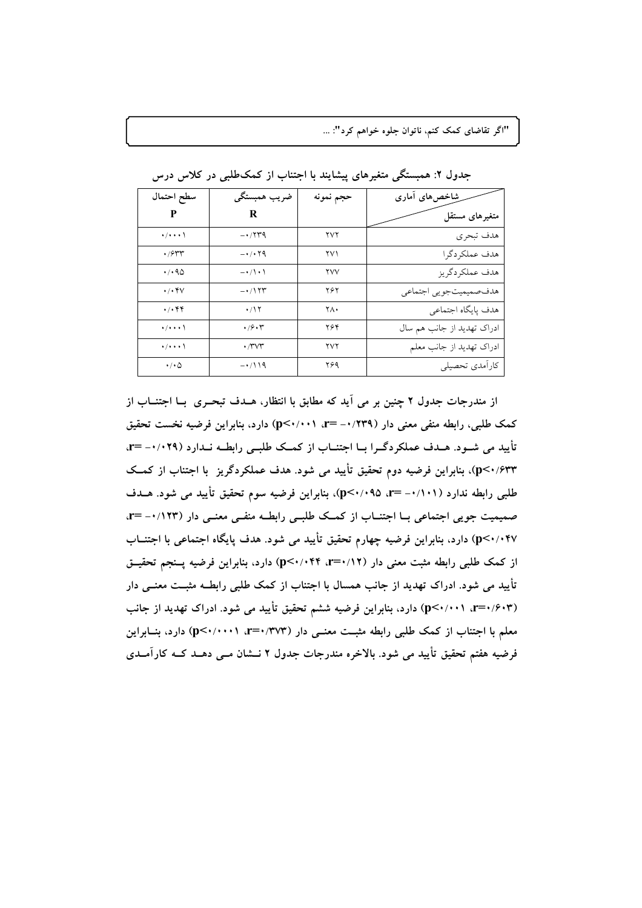جدول ۲: همبستگی متغیرهای پیشایند با اجتناب از کمک‌طلبی در کلاس درس

| شاخص‌های آماری / متغیرهای مستقل | حجم نمونه | ضریب همبستگی R | سطح احتمال P |
|---|---|---|---|
| هدف تبحری | ۲۷۲ | -۰/۲۳۹ | ۰/۰۰۰۱ |
| هدف عملکردگرا | ۲۷۱ | -۰/۰۲۹ | ۰/۶۳۳ |
| هدف عملکردگریز | ۲۷۷ | -۰/۱۰۱ | ۰/۰۹۵ |
| هدف‌صمیمیت‌جویی اجتماعی | ۲۶۲ | -۰/۱۲۳ | ۰/۰۴۷ |
| هدف پایگاه اجتماعی | ۲۸۰ | ۰/۱۲ | ۰/۰۴۴ |
| ادراک تهدید از جانب هم سال | ۲۶۴ | ۰/۶۰۳ | ۰/۰۰۰۱ |
| ادراک تهدید از جانب معلم | ۲۷۲ | ۰/۳۷۳ | ۰/۰۰۰۱ |
| کارآمدی تحصیلی | ۲۶۹ | -۰/۱۱۹ | ۰/۰۵ |

از مندرجات جدول ۲ چنین بر می آید که مطابق با انتظار، هدف تبحری با اجتناب از کمک طلبی، رابطه منفی معنی دار (r= -۰/۲۳۹، p<۰/۰۰۱) دارد، بنابراین فرضیه نخست تحقیق تأیید می شود. هدف عملکردگرا با اجتناب از کمک طلبی رابطه ندارد (r= -۰/۰۲۹، p<۰/۶۳۳)، بنابراین فرضیه دوم تحقیق تأیید می شود. هدف عملکردگریز با اجتناب از کمک طلبی رابطه ندارد (r= -۰/۱۰۱، p<۰/۰۹۵)، بنابراین فرضیه سوم تحقیق تأیید می شود. هدف صمیمیت جویی اجتماعی با اجتناب از کمک طلبی رابطه منفی معنی دار (r= -۰/۱۲۳، p<۰/۰۴۷) دارد، بنابراین فرضیه چهارم تحقیق تأیید می شود. هدف پایگاه اجتماعی با اجتناب از کمک طلبی رابطه مثبت معنی دار (r=۰/۱۲، p<۰/۰۴۴) دارد، بنابراین فرضیه پنجم تحقیق تأیید می شود. ادراک تهدید از جانب همسال با اجتناب از کمک طلبی رابطه مثبت معنی دار (r=۰/۶۰۳، p<۰/۰۰۱) دارد، بنابراین فرضیه ششم تحقیق تأیید می شود. ادراک تهدید از جانب معلم با اجتناب از کمک طلبی رابطه مثبت معنی دار (r=۰/۳۷۳، p<۰/۰۰۰۱) دارد، بنابراین فرضیه هفتم تحقیق تأیید می شود. بالاخره مندرجات جدول ۲ نشان می دهد که کارآمدی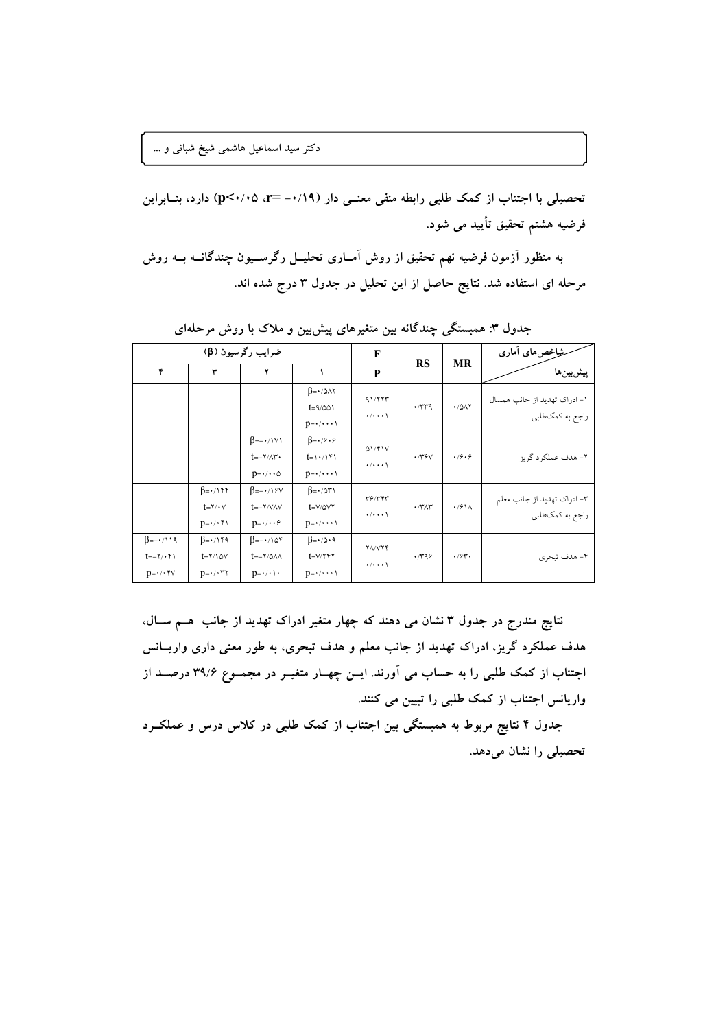**تحصیلی با اجتناب از کمک طلبی رابطه منفی معنی دار (۰/۱۹- =r، p<۰/۰۵) دارد، بنابراین فرضیه هشتم تحقیق تأیید می شود.**

**به منظور آزمون فرضیه نهم تحقیق از روش آماری تحلیل رگرسیون چندگانه به روش مرحله ای استفاده شد. نتایج حاصل از این تحلیل در جدول ۳ درج شده اند.**

**جدول ۳: همبستگی چندگانه بین متغیرهای پیش‌بین و ملاک با روش مرحله‌ای**

| شاخص‌های آماری / پیش‌بین‌ها | MR | RS | F / P | ضرایب رگرسیون (β) ۱ | ۲ | ۳ | ۴ |
|---|---|---|---|---|---|---|---|
| ۱- ادراک تهدید از جانب همسال راجع به کمک‌طلبی | ۰/۵۸۲ | ۰/۳۳۹ | ۹۱/۲۲۳ ۰/۰۰۰۱ | β=۰/۵۸۲ t=۹/۵۵۱ p=۰/۰۰۰۱ | | | |
| ۲- هدف عملکرد گریز | ۰/۶۰۶ | ۰/۳۶۷ | ۵۱/۴۱۷ ۰/۰۰۰۱ | β=۰/۶۰۶ t=۱۰/۱۴۱ p=۰/۰۰۰۱ | β=-۰/۱۷۱ t=-۲/۸۳۰ p=۰/۰۰۵ | | |
| ۳- ادراک تهدید از جانب معلم راجع به کمک‌طلبی | ۰/۶۱۸ | ۰/۳۸۳ | ۳۶/۳۴۳ ۰/۰۰۰۱ | β=۰/۵۳۱ t=۷/۵۷۲ p=۰/۰۰۰۱ | β=-۰/۱۶۷ t=-۲/۷۸۷ p=۰/۰۰۶ | β=۰/۱۴۴ t=۲/۰۷ p=۰/۰۴۱ | |
| ۴- هدف تبحری | ۰/۶۳۰ | ۰/۳۹۶ | ۲۸/۷۲۴ ۰/۰۰۰۱ | β=۰/۵۰۹ t=۷/۲۴۲ p=۰/۰۰۰۱ | β=-۰/۱۵۴ t=-۲/۵۸۸ p=۰/۰۱۰ | β=۰/۱۴۹ t=۲/۱۵۷ p=۰/۰۳۲ | β=-۰/۱۱۹ t=-۲/۰۴۱ p=۰/۰۴۷ |

**نتایج مندرج در جدول ۳ نشان می دهند که چهار متغیر ادراک تهدید از جانب هم سال، هدف عملکرد گریز، ادراک تهدید از جانب معلم و هدف تبحری، به طور معنی داری واریانس اجتناب از کمک طلبی را به حساب می آورند. این چهار متغیر در مجموع ۳۹/۶ درصد از واریانس اجتناب از کمک طلبی را تبیین می کنند.**

**جدول ۴ نتایج مربوط به همبستگی بین اجتناب از کمک طلبی در کلاس درس و عملکرد تحصیلی را نشان می‌دهد.**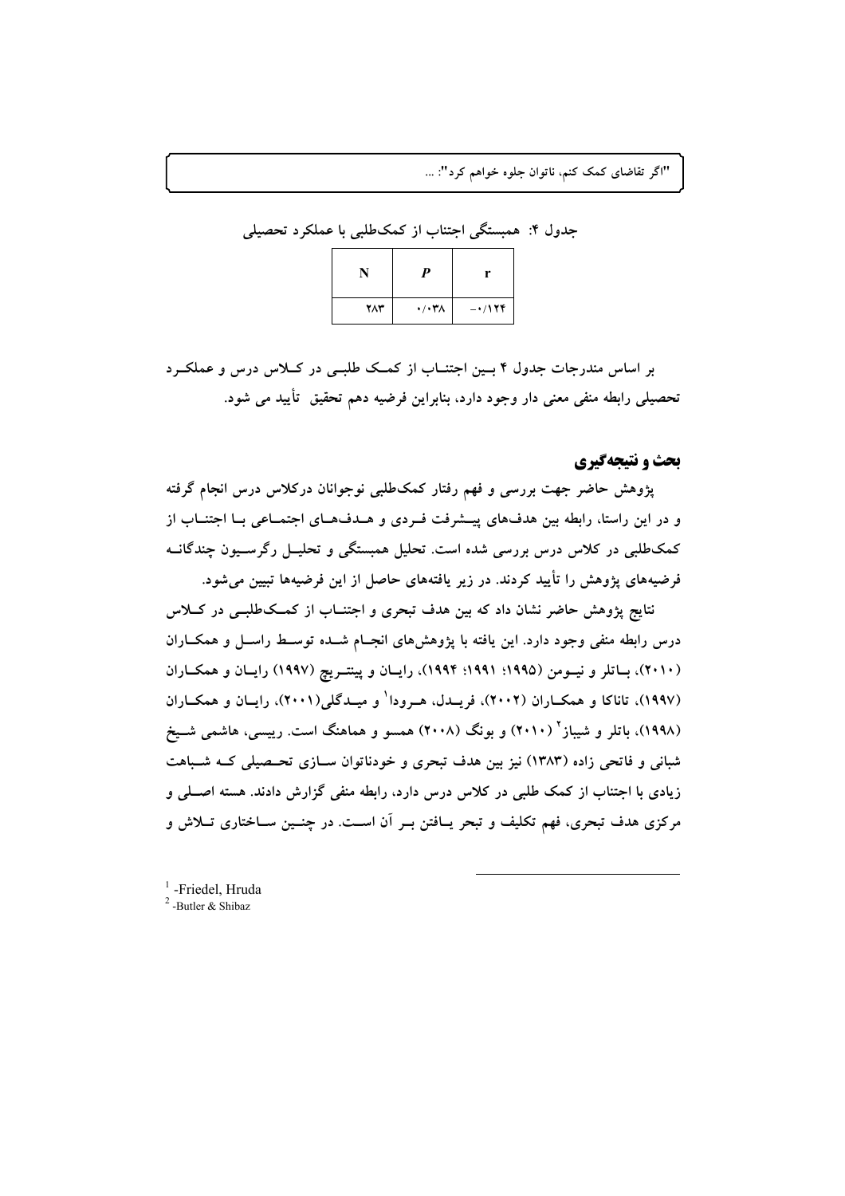جدول ۴: همبستگی اجتناب از کمک‌طلبی با عملکرد تحصیلی

| N | P | r |
|---|---|---|
| ۲۸۳ | ۰/۰۳۸ | −۰/۱۲۴ |

بر اساس مندرجات جدول ۴ بـین اجتنـاب از کمـک طلبـی در کـلاس درس و عملکـرد تحصیلی رابطه منفی معنی دار وجود دارد، بنابراین فرضیه دهم تحقیق تأیید می شود.

## بحث و نتیجه‌گیری

پژوهش حاضر جهت بررسی و فهم رفتار کمک‌طلبی نوجوانان درکلاس درس انجام گرفته و در این راستا، رابطه بین هدف‌های پیـشرفت فـردی و هـدف‌هـای اجتمـاعی بـا اجتنـاب از کمک‌طلبی در کلاس درس بررسی شده است. تحلیل همبستگی و تحلیـل رگرسـیون چندگانـه فرضیه‌های پژوهش را تأیید کردند. در زیر یافته‌های حاصل از این فرضیه‌ها تبیین می‌شود.

نتایج پژوهش حاضر نشان داد که بین هدف تبحری و اجتنـاب از کمـک‌طلبـی در کـلاس درس رابطه منفی وجود دارد. این یافته با پژوهش‌های انجـام شـده توسـط راسـل و همکـاران (۲۰۱۰)، بـاتلر و نیـومن (۱۹۹۵؛ ۱۹۹۱؛ ۱۹۹۴)، رایـان و پینتـریچ (۱۹۹۷) رایـان و همکـاران (۱۹۹۷)، تاناکا و همکـاران (۲۰۰۲)، فریـدل، هـرودا[1] و میـدگلی(۲۰۰۱)، رایـان و همکـاران (۱۹۹۸)، باتلر و شیباز[2] (۲۰۱۰) و بونگ (۲۰۰۸) همسو و هماهنگ است. رییسی، هاشمی شـیخ شبانی و فاتحی زاده (۱۳۸۳) نیز بین هدف تبحری و خودناتوان سـازی تحـصیلی کـه شـباهت زیادی با اجتناب از کمک طلبی در کلاس درس دارد، رابطه منفی گزارش دادند. هسته اصـلی و مرکزی هدف تبحری، فهم تکلیف و تبحر یـافتن بـر آن اسـت. در چنـین سـاختاری تـلاش و

[1] -Friedel, Hruda

[2] -Butler & Shibaz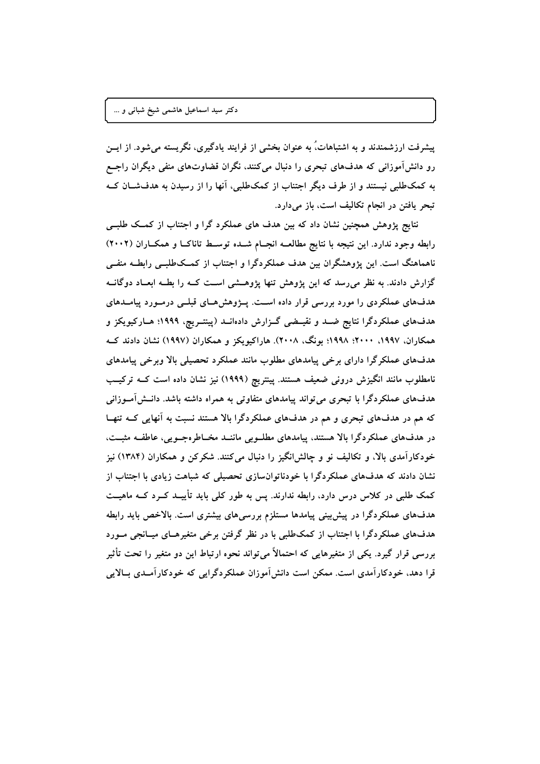پیشرفت ارزشمندند و به اشتباهات، به عنوان بخشی از فرایند یادگیری، نگریسته می‌شود. از این رو دانش‌آموزانی که هدف‌های تبحری را دنبال می‌کنند، نگران قضاوت‌های منفی دیگران راجع به کمک‌طلبی نیستند و از طرف دیگر اجتناب از کمک‌طلبی، آنها را از رسیدن به هدف‌شان که تبحر یافتن در انجام تکالیف است، باز می‌دارد.

نتایج پژوهش همچنین نشان داد که بین هدف های عملکرد گرا و اجتناب از کمک طلبی رابطه وجود ندارد. این نتیجه با نتایج مطالعه انجام شده توسط تاناکا و همکاران (۲۰۰۲) ناهماهنگ است. این پژوهشگران بین هدف عملکردگرا و اجتناب از کمک‌طلبی رابطه منفی گزارش دادند. به نظر می‌رسد که این پژوهش تنها پژوهشی است که را بطه ابعاد دوگانه هدف‌های عملکردی را مورد بررسی قرار داده است. پژوهش‌های قبلی درمورد پیامدهای هدف‌های عملکردگرا نتایج ضد و نقیضی گزارش داده‌اند (پینتریچ، ۱۹۹۹؛ هارکیویکز و همکاران، ۱۹۹۷، ۲۰۰۰؛ ۱۹۹۸؛ بونگ، ۲۰۰۸). هاراکیویکز و همکاران (۱۹۹۷) نشان دادند که هدف‌های عملکرگرا دارای برخی پیامدهای مطلوب مانند عملکرد تحصیلی بالا وبرخی پیامدهای نامطلوب مانند انگیزش درونی ضعیف هستند. پینتریچ (۱۹۹۹) نیز نشان داده است که ترکیب هدف‌های عملکردگرا با تبحری می‌تواند پیامدهای متفاوتی به همراه داشته باشد. دانش‌آموزانی که هم در هدف‌های تبحری و هم در هدف‌های عملکردگرا بالا هستند نسبت به آنهایی که تنها در هدف‌های عملکردگرا بالا هستند، پیامدهای مطلوبی مانند مخاطره‌جویی، عاطفه مثبت، خودکارآمدی بالا، و تکالیف نو و چالش‌انگیز را دنبال می‌کنند. شکرکن و همکاران (۱۳۸۴) نیز نشان دادند که هدف‌های عملکردگرا با خودناتوان‌سازی تحصیلی که شباهت زیادی با اجتناب از کمک طلبی در کلاس درس دارد، رابطه ندارند. پس به طور کلی باید تأیید کرد که ماهیت هدف‌های عملکردگرا در پیش‌بینی پیامدها مستلزم بررسی‌های بیشتری است. بالاخص باید رابطه هدف‌های عملکردگرا با اجتناب از کمک‌طلبی با در نظر گرفتن برخی متغیرهای میانجی مورد بررسی قرار گیرد. یکی از متغیرهایی که احتمالاً می‌تواند نحوه ارتباط این دو متغیر را تحت تأثیر قرا دهد، خودکارآمدی است. ممکن است دانش‌آموزان عملکردگرایی که خودکارآمدی بالایی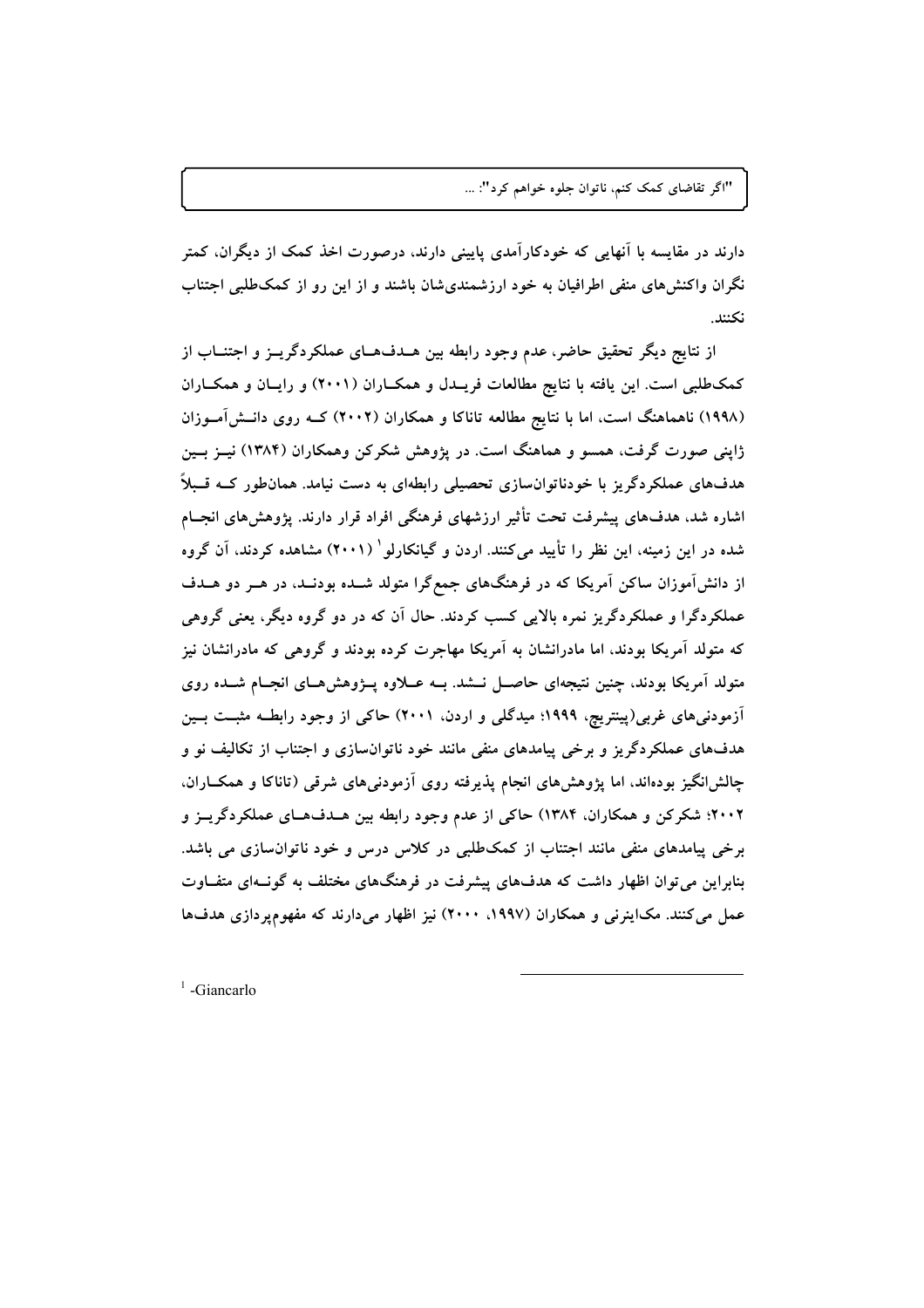دارند در مقایسه با آنهایی که خودکارآمدی پایینی دارند، درصورت اخذ کمک از دیگران، کمتر نگران واکنش‌های منفی اطرافیان به خود ارزشمندی‌شان باشند و از این رو از کمک‌طلبی اجتناب نکنند.

از نتایج دیگر تحقیق حاضر، عدم وجود رابطه بین هدف‌های عملکردگریز و اجتناب از کمک‌طلبی است. این یافته با نتایج مطالعات فریدل و همکاران (۲۰۰۱) و رایان و همکاران (۱۹۹۸) ناهماهنگ است، اما با نتایج مطالعه تاناکا و همکاران (۲۰۰۲) که روی دانش‌آموزان ژاپنی صورت گرفت، همسو و هماهنگ است. در پژوهش شکرکن وهمکاران (۱۳۸۴) نیز بین هدف‌های عملکردگریز با خودناتوان‌سازی تحصیلی رابطه‌ای به دست نیامد. همان‌طور که قبلاً اشاره شد، هدف‌های پیشرفت تحت تأثیر ارزشهای فرهنگی افراد قرار دارند. پژوهش‌های انجام شده در این زمینه، این نظر را تأیید می‌کنند. اردن و گیانکارلو[1] (۲۰۰۱) مشاهده کردند، آن گروه از دانش‌آموزان ساکن آمریکا که در فرهنگ‌های جمع‌گرا متولد شده بودند، در هر دو هدف عملکردگرا و عملکردگریز نمره بالایی کسب کردند. حال آن که در دو گروه دیگر، یعنی گروهی که متولد آمریکا بودند، اما مادرانشان به آمریکا مهاجرت کرده بودند و گروهی که مادرانشان نیز متولد آمریکا بودند، چنین نتیجه‌ای حاصل نشد. به علاوه پژوهش‌های انجام شده روی آزمودنی‌های غربی(پینتریچ، ۱۹۹۹؛ میدگلی و اردن، ۲۰۰۱) حاکی از وجود رابطه مثبت بین هدف‌های عملکردگریز و برخی پیامدهای منفی مانند خود ناتوان‌سازی و اجتناب از تکالیف نو و چالش‌انگیز بوده‌اند، اما پژوهش‌های انجام پذیرفته روی آزمودنی‌های شرقی (تاناکا و همکاران، ۲۰۰۲؛ شکرکن و همکاران، ۱۳۸۴) حاکی از عدم وجود رابطه بین هدف‌های عملکردگریز و برخی پیامدهای منفی مانند اجتناب از کمک‌طلبی در کلاس درس و خود ناتوان‌سازی می باشد. بنابراین می‌توان اظهار داشت که هدف‌های پیشرفت در فرهنگ‌های مختلف به گونه‌ای متفاوت عمل می‌کنند. مک‌اینرنی و همکاران (۱۹۹۷، ۲۰۰۰) نیز اظهار می‌دارند که مفهوم‌پردازی هدف‌ها

---

[1] -Giancarlo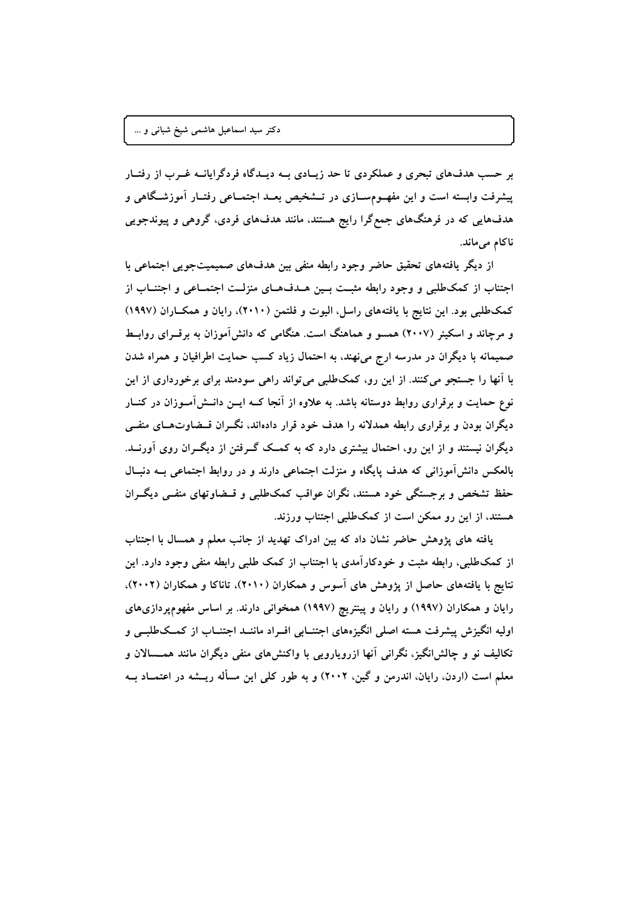بر حسب هدف‌های تبحری و عملکردی تا حد زیادی به دیدگاه فردگرایانه غرب از رفتار پیشرفت وابسته است و این مفهوم‌سازی در تشخیص بعد اجتماعی رفتار آموزشگاهی و هدف‌هایی که در فرهنگ‌های جمع‌گرا رایج هستند، مانند هدف‌های فردی، گروهی و پیوندجویی ناکام می‌ماند.

از دیگر یافته‌های تحقیق حاضر وجود رابطه منفی بین هدف‌های صمیمیت‌جویی اجتماعی با اجتناب از کمک‌طلبی و وجود رابطه مثبت بین هدف‌های منزلت اجتماعی و اجتناب از کمک‌طلبی بود. این نتایج با یافته‌های راسل، الیوت و فلتمن (۲۰۱۰)، رایان و همکاران (۱۹۹۷) و مرچاند و اسکینر (۲۰۰۷) همسو و هماهنگ است. هنگامی که دانش‌آموزان به برقرای روابط صمیمانه با دیگران در مدرسه ارج می‌نهند، به احتمال زیاد کسب حمایت اطرافیان و همراه شدن با آنها را جستجو می‌کنند. از این رو، کمک‌طلبی می‌تواند راهی سودمند برای برخورداری از این نوع حمایت و برقراری روابط دوستانه باشد. به علاوه از آنجا که این دانش‌آموزان در کنار دیگران بودن و برقراری رابطه همدلانه را هدف خود قرار داده‌اند، نگران قضاوت‌های منفی دیگران نیستند و از این رو، احتمال بیشتری دارد که به کمک گرفتن از دیگران روی آورند. بالعکس دانش‌آموزانی که هدف پایگاه و منزلت اجتماعی دارند و در روابط اجتماعی به دنبال حفظ تشخص و برجستگی خود هستند، نگران عواقب کمک‌طلبی و قضاوتهای منفی دیگران هستند، از این رو ممکن است از کمک‌طلبی اجتناب ورزند.

یافته های پژوهش حاضر نشان داد که بین ادراک تهدید از جانب معلم و همسال با اجتناب از کمک‌طلبی، رابطه مثبت و خودکارآمدی با اجتناب از کمک طلبی رابطه منفی وجود دارد. این نتایج با یافته‌های حاصل از پژوهش های آسوس و همکاران (۲۰۱۰)، تاناکا و همکاران (۲۰۰۲)، رایان و همکاران (۱۹۹۷) و رایان و پینتریچ (۱۹۹۷) همخوانی دارند. بر اساس مفهوم‌پردازی‌های اولیه انگیزش پیشرفت هسته اصلی انگیزه‌های اجتنابی افراد مانند اجتناب از کمک‌طلبی و تکالیف نو و چالش‌انگیز، نگرانی آنها ازرویارویی با واکنش‌های منفی دیگران مانند همسالان و معلم است (اردن، رایان، اندرمن و گین، ۲۰۰۲) و به طور کلی این مسأله ریشه در اعتماد به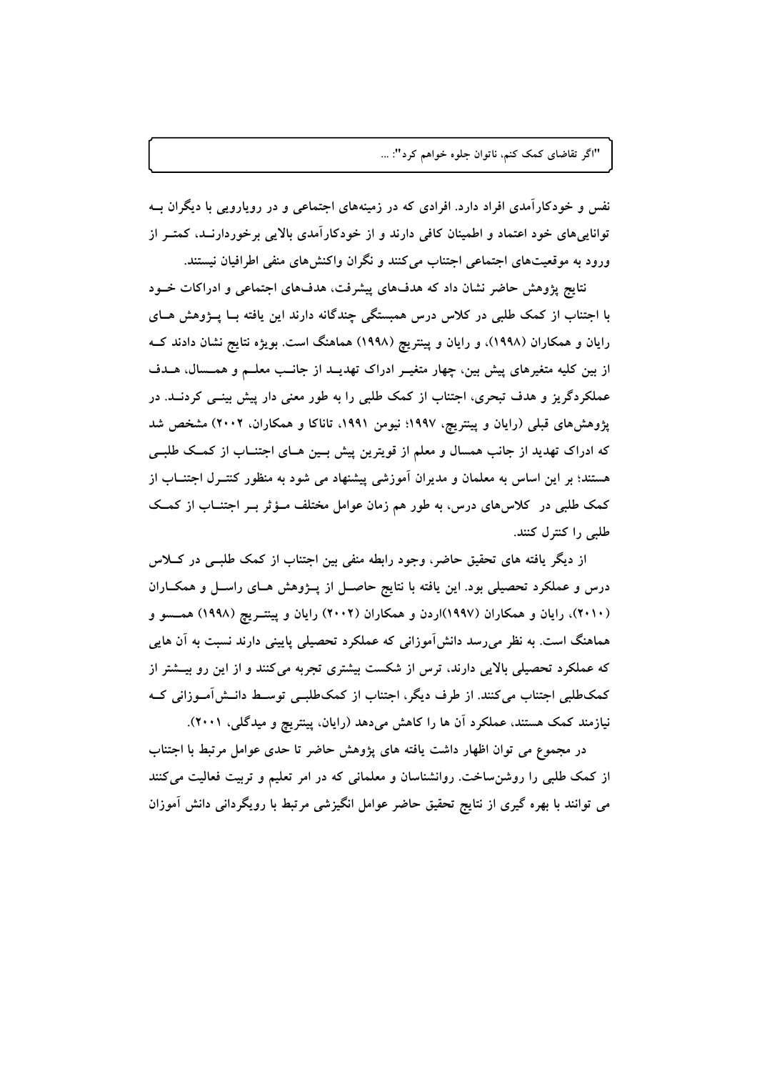نفس و خودکارآمدی افراد دارد. افرادی که در زمینه‌های اجتماعی و در رویارویی با دیگران بـه توانایی‌های خود اعتماد و اطمینان کافی دارند و از خودکارآمدی بالایی برخوردارنـد، کمتـر از ورود به موقعیت‌های اجتماعی اجتناب می‌کنند و نگران واکنش‌های منفی اطرافیان نیستند.

نتایج پژوهش حاضر نشان داد که هدف‌های پیشرفت، هدف‌های اجتماعی و ادراکات خـود با اجتناب از کمک طلبی در کلاس درس همبستگی چندگانه دارند این یافته بـا پـژوهش هـای رایان و همکاران (۱۹۹۸)، و رایان و پینتریچ (۱۹۹۸) هماهنگ است. بویژه نتایج نشان دادند کـه از بین کلیه متغیرهای پیش بین، چهار متغیـر ادراک تهدیـد از جانـب معلـم و همـسال، هـدف عملکردگریز و هدف تبحری، اجتناب از کمک طلبی را به طور معنی دار پیش بینـی کردنـد. در پژوهش‌های قبلی (رایان و پینتریچ، ۱۹۹۷؛ نیومن ۱۹۹۱، تاناکا و همکاران، ۲۰۰۲) مشخص شد که ادراک تهدید از جانب همسال و معلم از قویترین پیش بـین هـای اجتنـاب از کمـک طلبـی هستند؛ بر این اساس به معلمان و مدیران آموزشی پیشنهاد می شود به منظور کنتـرل اجتنـاب از کمک طلبی در کلاس‌های درس، به طور هم زمان عوامل مختلف مـؤثر بـر اجتنـاب از کمـک طلبی را کنترل کنند.

از دیگر یافته های تحقیق حاضر، وجود رابطه منفی بین اجتناب از کمک طلبـی در کـلاس درس و عملکرد تحصیلی بود. این یافته با نتایج حاصـل از پـژوهش هـای راسـل و همکـاران (۲۰۱۰)، رایان و همکاران (۱۹۹۷)اردن و همکاران (۲۰۰۲) رایان و پینتـریچ (۱۹۹۸) همـسو و هماهنگ است. به نظر می‌رسد دانش‌آموزانی که عملکرد تحصیلی پایینی دارند نسبت به آن هایی که عملکرد تحصیلی بالایی دارند، ترس از شکست بیشتری تجربه می‌کنند و از این رو بیـشتر از کمک‌طلبی اجتناب می‌کنند. از طرف دیگر، اجتناب از کمک‌طلبـی توسـط دانـش‌آمـوزانی کـه نیازمند کمک هستند، عملکرد آن ها را کاهش می‌دهد (رایان، پینتریچ و میدگلی، ۲۰۰۱).

در مجموع می توان اظهار داشت یافته های پژوهش حاضر تا حدی عوامل مرتبط با اجتناب از کمک طلبی را روشن‌ساخت. روانشناسان و معلمانی که در امر تعلیم و تربیت فعالیت می‌کنند می توانند با بهره گیری از نتایج تحقیق حاضر عوامل انگیزشی مرتبط با رویگردانی دانش آموزان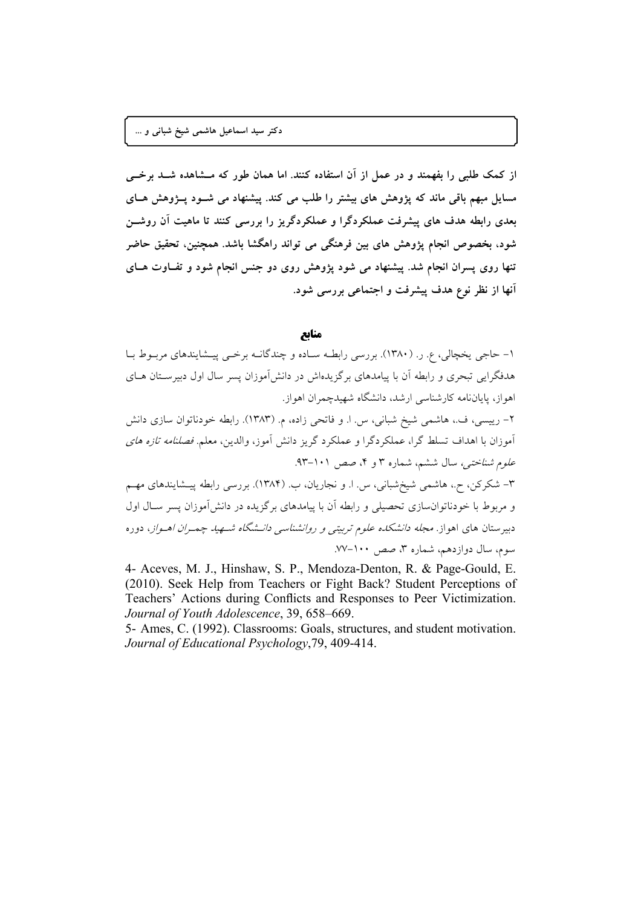**از کمک طلبی را بفهمند و در عمل از آن استفاده کنند. اما همان طور که مشاهده شد برخی مسایل مبهم باقی ماند که پژوهش های بیشتر را طلب می کند. پیشنهاد می شود پژوهش های بعدی رابطه هدف های پیشرفت عملکردگرا و عملکردگریز را بررسی کنند تا ماهیت آن روشن شود، بخصوص انجام پژوهش های بین فرهنگی می تواند راهگشا باشد. همچنین، تحقیق حاضر تنها روی پسران انجام شد. پیشنهاد می شود پژوهش روی دو جنس انجام شود و تفاوت های آنها از نظر نوع هدف پیشرفت و اجتماعی بررسی شود.**

## منابع

۱- حاجی یخچالی، ع. ر. (۱۳۸۰). بررسی رابطه ساده و چندگانه برخی پیشایندهای مربوط با هدفگرایی تبحری و رابطه آن با پیامدهای برگزیده‌اش در دانش‌آموزان پسر سال اول دبیرستان های اهواز، پایان‌نامه کارشناسی ارشد، دانشگاه شهیدچمران اهواز.

۲- رییسی، ف.، هاشمی شیخ شبانی، س. ا. و فاتحی زاده، م. (۱۳۸۳). رابطه خودناتوان سازی دانش آموزان با اهداف تسلط گرا، عملکردگرا و عملکرد گریز دانش آموز، والدین، معلم. *فصلنامه تازه های علوم شناختی*، سال ششم، شماره ۳ و ۴، صص ۱۰۱-۹۳.

۳- شکرکن، ح.، هاشمی شیخ‌شبانی، س. ا. و نجاریان، ب. (۱۳۸۴). بررسی رابطه پیشایندهای مهم و مربوط با خودناتوان‌سازی تحصیلی و رابطه آن با پیامدهای برگزیده در دانش‌آموزان پسر سال اول دبیرستان های اهواز. *مجله دانشکده علوم تربیتی و روانشناسی دانشگاه شهید چمران اهواز*، دوره سوم، سال دوازدهم، شماره ۳، صص ۱۰۰-۷۷.

4- Aceves, M. J., Hinshaw, S. P., Mendoza-Denton, R. & Page-Gould, E. (2010). Seek Help from Teachers or Fight Back? Student Perceptions of Teachers' Actions during Conflicts and Responses to Peer Victimization. *Journal of Youth Adolescence*, 39, 658–669.

5- Ames, C. (1992). Classrooms: Goals, structures, and student motivation. *Journal of Educational Psychology*,79, 409-414.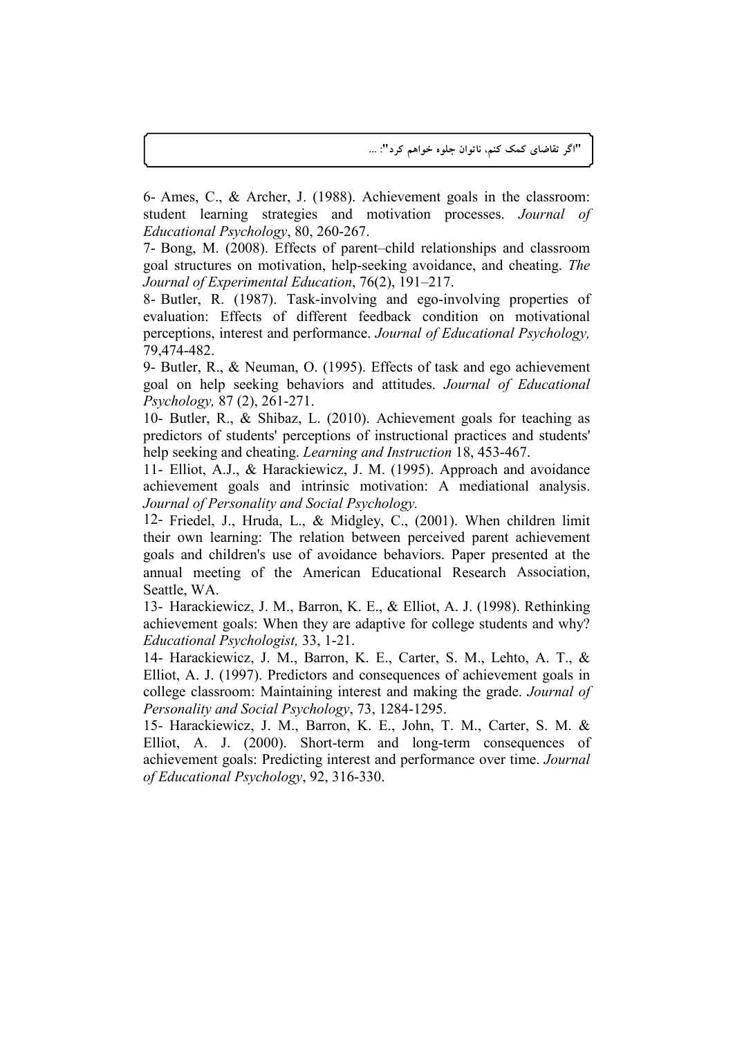6- Ames, C., & Archer, J. (1988). Achievement goals in the classroom: student learning strategies and motivation processes. *Journal of Educational Psychology*, 80, 260-267.

7- Bong, M. (2008). Effects of parent–child relationships and classroom goal structures on motivation, help-seeking avoidance, and cheating. *The Journal of Experimental Education*, 76(2), 191–217.

8- Butler, R. (1987). Task-involving and ego-involving properties of evaluation: Effects of different feedback condition on motivational perceptions, interest and performance. *Journal of Educational Psychology,* 79,474-482.

9- Butler, R., & Neuman, O. (1995). Effects of task and ego achievement goal on help seeking behaviors and attitudes. *Journal of Educational Psychology,* 87 (2), 261-271.

10- Butler, R., & Shibaz, L. (2010). Achievement goals for teaching as predictors of students' perceptions of instructional practices and students' help seeking and cheating. *Learning and Instruction* 18, 453-467.

11- Elliot, A.J., & Harackiewicz, J. M. (1995). Approach and avoidance achievement goals and intrinsic motivation: A mediational analysis. *Journal of Personality and Social Psychology.*

12- Friedel, J., Hruda, L., & Midgley, C., (2001). When children limit their own learning: The relation between perceived parent achievement goals and children's use of avoidance behaviors. Paper presented at the annual meeting of the American Educational Research Association, Seattle, WA.

13- Harackiewicz, J. M., Barron, K. E., & Elliot, A. J. (1998). Rethinking achievement goals: When they are adaptive for college students and why? *Educational Psychologist,* 33, 1-21.

14- Harackiewicz, J. M., Barron, K. E., Carter, S. M., Lehto, A. T., & Elliot, A. J. (1997). Predictors and consequences of achievement goals in college classroom: Maintaining interest and making the grade. *Journal of Personality and Social Psychology*, 73, 1284-1295.

15- Harackiewicz, J. M., Barron, K. E., John, T. M., Carter, S. M. & Elliot, A. J. (2000). Short-term and long-term consequences of achievement goals: Predicting interest and performance over time. *Journal of Educational Psychology*, 92, 316-330.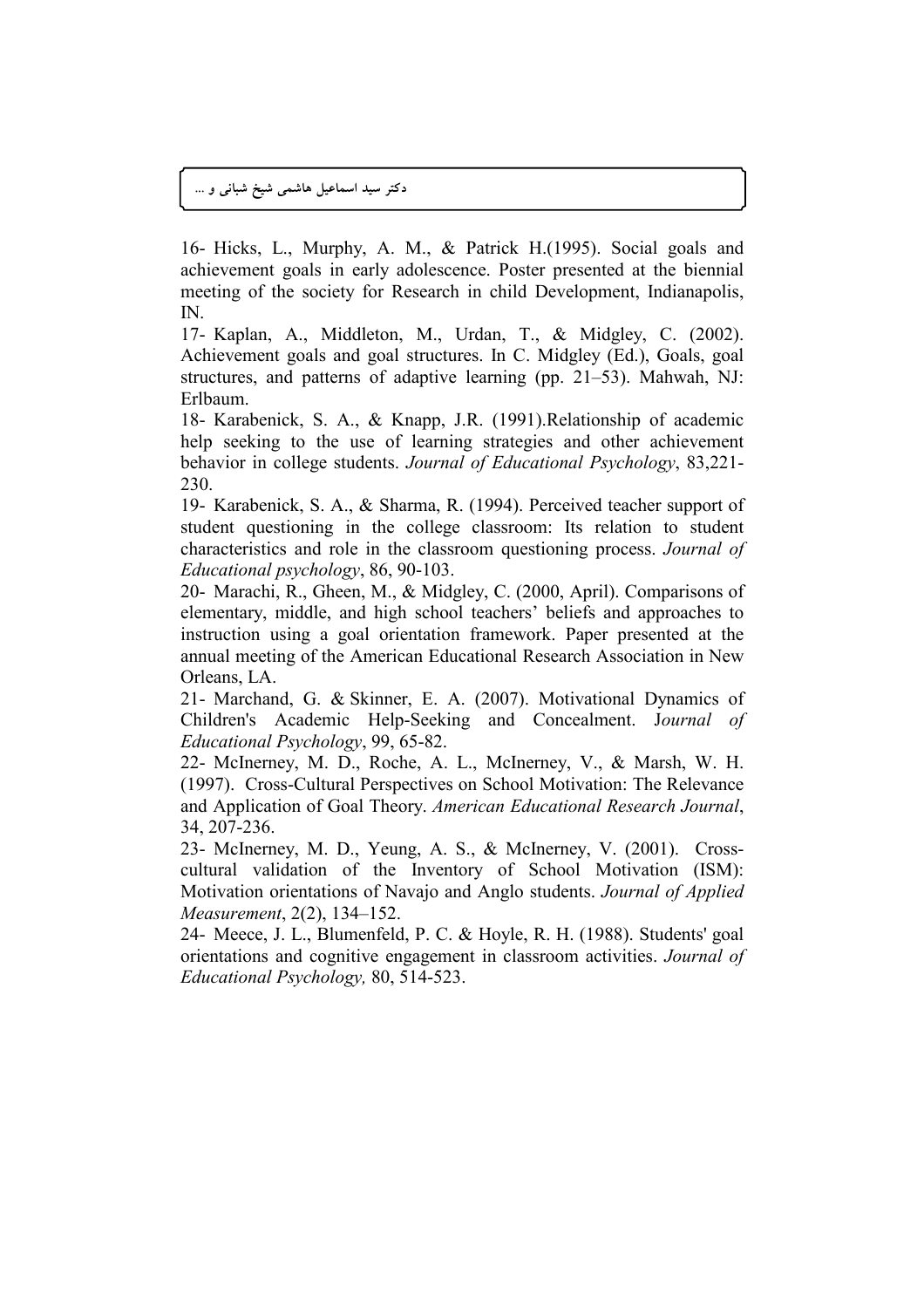16- Hicks, L., Murphy, A. M., & Patrick H.(1995). Social goals and achievement goals in early adolescence. Poster presented at the biennial meeting of the society for Research in child Development, Indianapolis, IN.

17- Kaplan, A., Middleton, M., Urdan, T., & Midgley, C. (2002). Achievement goals and goal structures. In C. Midgley (Ed.), Goals, goal structures, and patterns of adaptive learning (pp. 21–53). Mahwah, NJ: Erlbaum.

18- Karabenick, S. A., & Knapp, J.R. (1991).Relationship of academic help seeking to the use of learning strategies and other achievement behavior in college students. *Journal of Educational Psychology*, 83,221-230.

19- Karabenick, S. A., & Sharma, R. (1994). Perceived teacher support of student questioning in the college classroom: Its relation to student characteristics and role in the classroom questioning process. *Journal of Educational psychology*, 86, 90-103.

20- Marachi, R., Gheen, M., & Midgley, C. (2000, April). Comparisons of elementary, middle, and high school teachers' beliefs and approaches to instruction using a goal orientation framework. Paper presented at the annual meeting of the American Educational Research Association in New Orleans, LA.

21- Marchand, G. & Skinner, E. A. (2007). Motivational Dynamics of Children's Academic Help-Seeking and Concealment. J*ournal of Educational Psychology*, 99, 65-82.

22- McInerney, M. D., Roche, A. L., McInerney, V., & Marsh, W. H. (1997). Cross-Cultural Perspectives on School Motivation: The Relevance and Application of Goal Theory. *American Educational Research Journal*, 34, 207-236.

23- McInerney, M. D., Yeung, A. S., & McInerney, V. (2001). Cross-cultural validation of the Inventory of School Motivation (ISM): Motivation orientations of Navajo and Anglo students. *Journal of Applied Measurement*, 2(2), 134–152.

24- Meece, J. L., Blumenfeld, P. C. & Hoyle, R. H. (1988). Students' goal orientations and cognitive engagement in classroom activities. *Journal of Educational Psychology,* 80, 514-523.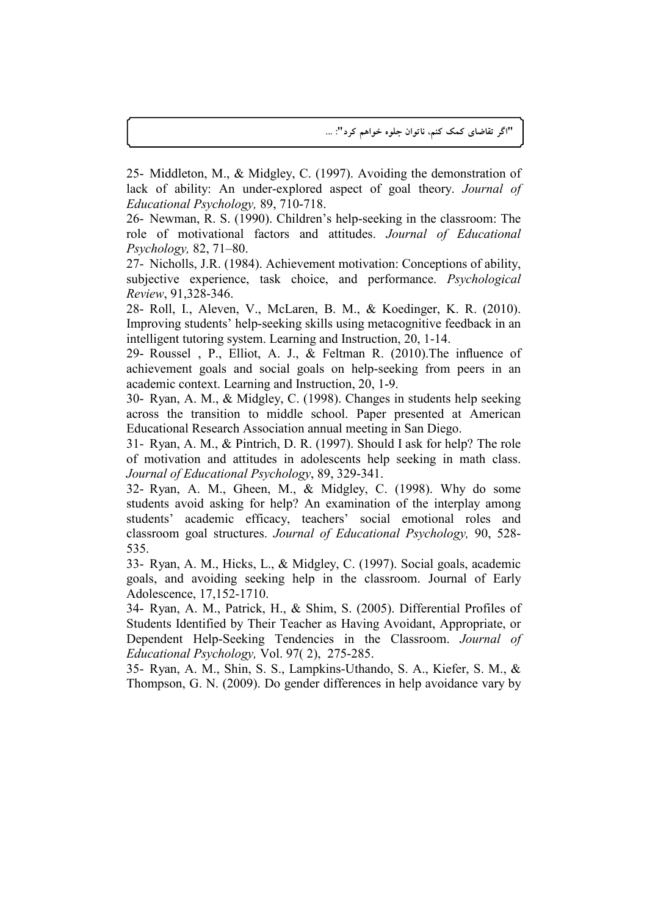25- Middleton, M., & Midgley, C. (1997). Avoiding the demonstration of lack of ability: An under-explored aspect of goal theory. *Journal of Educational Psychology,* 89, 710-718.

26- Newman, R. S. (1990). Children's help-seeking in the classroom: The role of motivational factors and attitudes. *Journal of Educational Psychology,* 82, 71–80.

27- Nicholls, J.R. (1984). Achievement motivation: Conceptions of ability, subjective experience, task choice, and performance. *Psychological Review*, 91,328-346.

28- Roll, I., Aleven, V., McLaren, B. M., & Koedinger, K. R. (2010). Improving students' help-seeking skills using metacognitive feedback in an intelligent tutoring system. Learning and Instruction, 20, 1-14.

29- Roussel , P., Elliot, A. J., & Feltman R. (2010).The influence of achievement goals and social goals on help-seeking from peers in an academic context. Learning and Instruction, 20, 1-9.

30- Ryan, A. M., & Midgley, C. (1998). Changes in students help seeking across the transition to middle school. Paper presented at American Educational Research Association annual meeting in San Diego.

31- Ryan, A. M., & Pintrich, D. R. (1997). Should I ask for help? The role of motivation and attitudes in adolescents help seeking in math class. *Journal of Educational Psychology*, 89, 329-341.

32- Ryan, A. M., Gheen, M., & Midgley, C. (1998). Why do some students avoid asking for help? An examination of the interplay among students' academic efficacy, teachers' social emotional roles and classroom goal structures. *Journal of Educational Psychology,* 90, 528-535.

33- Ryan, A. M., Hicks, L., & Midgley, C. (1997). Social goals, academic goals, and avoiding seeking help in the classroom. Journal of Early Adolescence, 17,152-1710.

34- Ryan, A. M., Patrick, H., & Shim, S. (2005). Differential Profiles of Students Identified by Their Teacher as Having Avoidant, Appropriate, or Dependent Help-Seeking Tendencies in the Classroom. *Journal of Educational Psychology,* Vol. 97( 2), 275-285.

35- Ryan, A. M., Shin, S. S., Lampkins-Uthando, S. A., Kiefer, S. M., & Thompson, G. N. (2009). Do gender differences in help avoidance vary by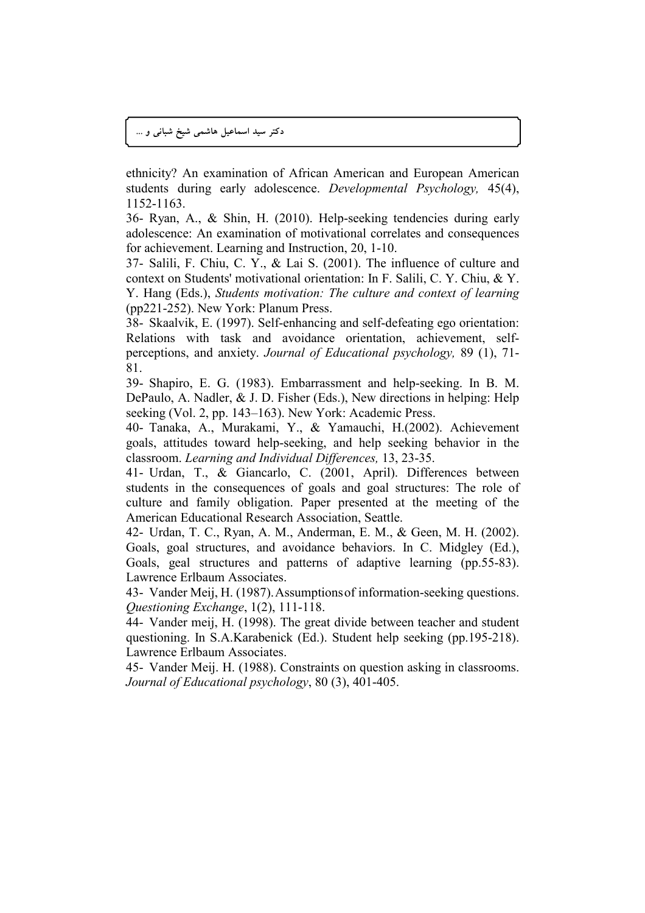ethnicity? An examination of African American and European American students during early adolescence. *Developmental Psychology,* 45(4), 1152-1163.

36- Ryan, A., & Shin, H. (2010). Help-seeking tendencies during early adolescence: An examination of motivational correlates and consequences for achievement. Learning and Instruction, 20, 1-10.

37- Salili, F. Chiu, C. Y., & Lai S. (2001). The influence of culture and context on Students' motivational orientation: In F. Salili, C. Y. Chiu, & Y. Y. Hang (Eds.), *Students motivation: The culture and context of learning* (pp221-252). New York: Planum Press.

38- Skaalvik, E. (1997). Self-enhancing and self-defeating ego orientation: Relations with task and avoidance orientation, achievement, self-perceptions, and anxiety. *Journal of Educational psychology,* 89 (1), 71-81.

39- Shapiro, E. G. (1983). Embarrassment and help-seeking. In B. M. DePaulo, A. Nadler, & J. D. Fisher (Eds.), New directions in helping: Help seeking (Vol. 2, pp. 143–163). New York: Academic Press.

40- Tanaka, A., Murakami, Y., & Yamauchi, H.(2002). Achievement goals, attitudes toward help-seeking, and help seeking behavior in the classroom. *Learning and Individual Differences,* 13, 23-35.

41- Urdan, T., & Giancarlo, C. (2001, April). Differences between students in the consequences of goals and goal structures: The role of culture and family obligation. Paper presented at the meeting of the American Educational Research Association, Seattle.

42- Urdan, T. C., Ryan, A. M., Anderman, E. M., & Geen, M. H. (2002). Goals, goal structures, and avoidance behaviors. In C. Midgley (Ed.), Goals, geal structures and patterns of adaptive learning (pp.55-83). Lawrence Erlbaum Associates.

43- Vander Meij, H. (1987). Assumptions of information-seeking questions. *Questioning Exchange*, 1(2), 111-118.

44- Vander meij, H. (1998). The great divide between teacher and student questioning. In S.A.Karabenick (Ed.). Student help seeking (pp.195-218). Lawrence Erlbaum Associates.

45- Vander Meij. H. (1988). Constraints on question asking in classrooms. *Journal of Educational psychology*, 80 (3), 401-405.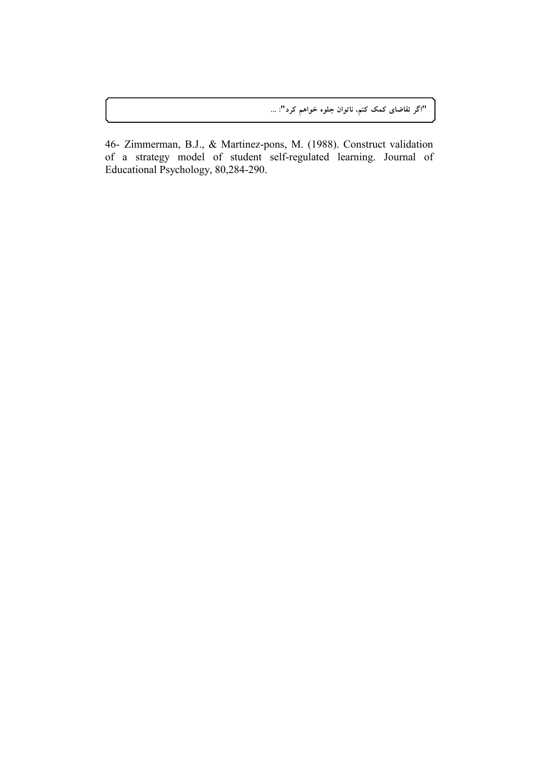**"اگر تقاضای کمک کنم، ناتوان جلوه خواهم کرد"**: ...

46- Zimmerman, B.J., & Martinez-pons, M. (1988). Construct validation of a strategy model of student self-regulated learning. Journal of Educational Psychology, 80,284-290.